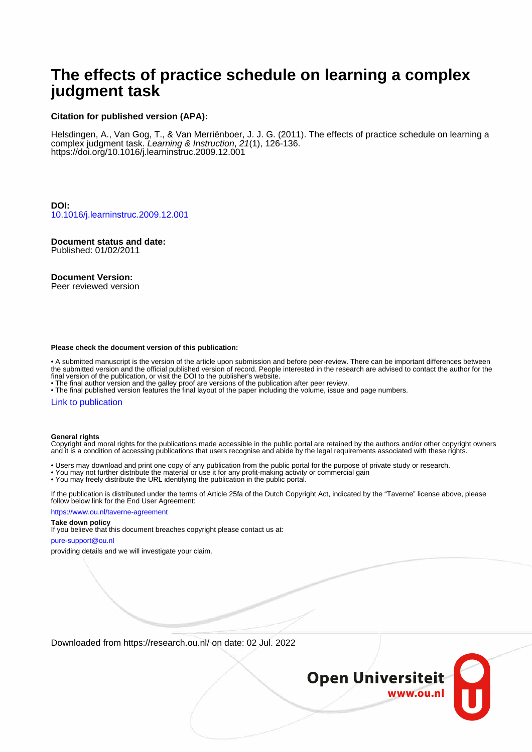# The effects of practice schedule on learning a complex judgment task

**Citation for published version (APA):**

Helsdingen, A., Van Gog, T., & Van Merriënboer, J. J. G. (2011). The effects of practice schedule on learning a complex judgment task. *Learning & Instruction*, *21*(1), 126-136. https://doi.org/10.1016/j.learninstruc.2009.12.001

**DOI:**
10.1016/j.learninstruc.2009.12.001

**Document status and date:**
Published: 01/02/2011

**Document Version:**
Peer reviewed version

**Please check the document version of this publication:**

• A submitted manuscript is the version of the article upon submission and before peer-review. There can be important differences between the submitted version and the official published version of record. People interested in the research are advised to contact the author for the final version of the publication, or visit the DOI to the publisher's website.
• The final author version and the galley proof are versions of the publication after peer review.
• The final published version features the final layout of the paper including the volume, issue and page numbers.

Link to publication

**General rights**
Copyright and moral rights for the publications made accessible in the public portal are retained by the authors and/or other copyright owners and it is a condition of accessing publications that users recognise and abide by the legal requirements associated with these rights.

• Users may download and print one copy of any publication from the public portal for the purpose of private study or research.
• You may not further distribute the material or use it for any profit-making activity or commercial gain
• You may freely distribute the URL identifying the publication in the public portal.

If the publication is distributed under the terms of Article 25fa of the Dutch Copyright Act, indicated by the "Taverne" license above, please follow below link for the End User Agreement:

https://www.ou.nl/taverne-agreement

**Take down policy**
If you believe that this document breaches copyright please contact us at:

pure-support@ou.nl

providing details and we will investigate your claim.

Downloaded from https://research.ou.nl/ on date: 02 Jul. 2022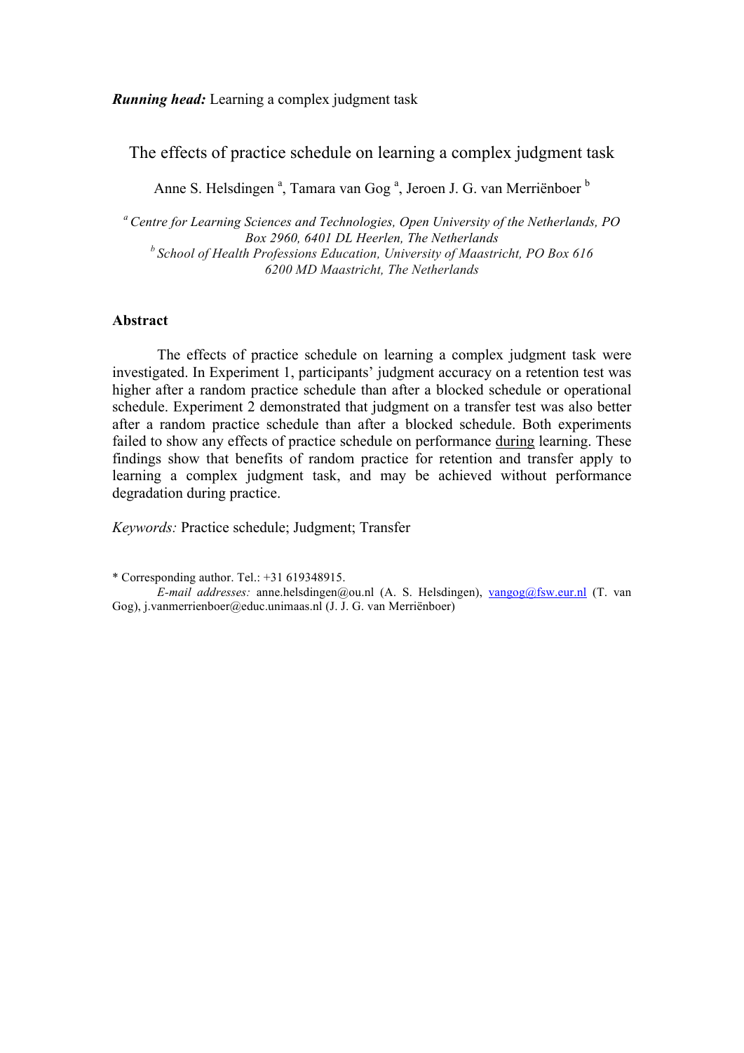***Running head:*** Learning a complex judgment task

# The effects of practice schedule on learning a complex judgment task

Anne S. Helsdingen [a], Tamara van Gog [a], Jeroen J. G. van Merriënboer [b]

[a] *Centre for Learning Sciences and Technologies, Open University of the Netherlands, PO Box 2960, 6401 DL Heerlen, The Netherlands*
[b] *School of Health Professions Education, University of Maastricht, PO Box 616 6200 MD Maastricht, The Netherlands*

## Abstract

The effects of practice schedule on learning a complex judgment task were investigated. In Experiment 1, participants' judgment accuracy on a retention test was higher after a random practice schedule than after a blocked schedule or operational schedule. Experiment 2 demonstrated that judgment on a transfer test was also better after a random practice schedule than after a blocked schedule. Both experiments failed to show any effects of practice schedule on performance <u>during</u> learning. These findings show that benefits of random practice for retention and transfer apply to learning a complex judgment task, and may be achieved without performance degradation during practice.

*Keywords:* Practice schedule; Judgment; Transfer

\* Corresponding author. Tel.: +31 619348915.
*E-mail addresses:* anne.helsdingen@ou.nl (A. S. Helsdingen), vangog@fsw.eur.nl (T. van Gog), j.vanmerrienboer@educ.unimaas.nl (J. J. G. van Merriënboer)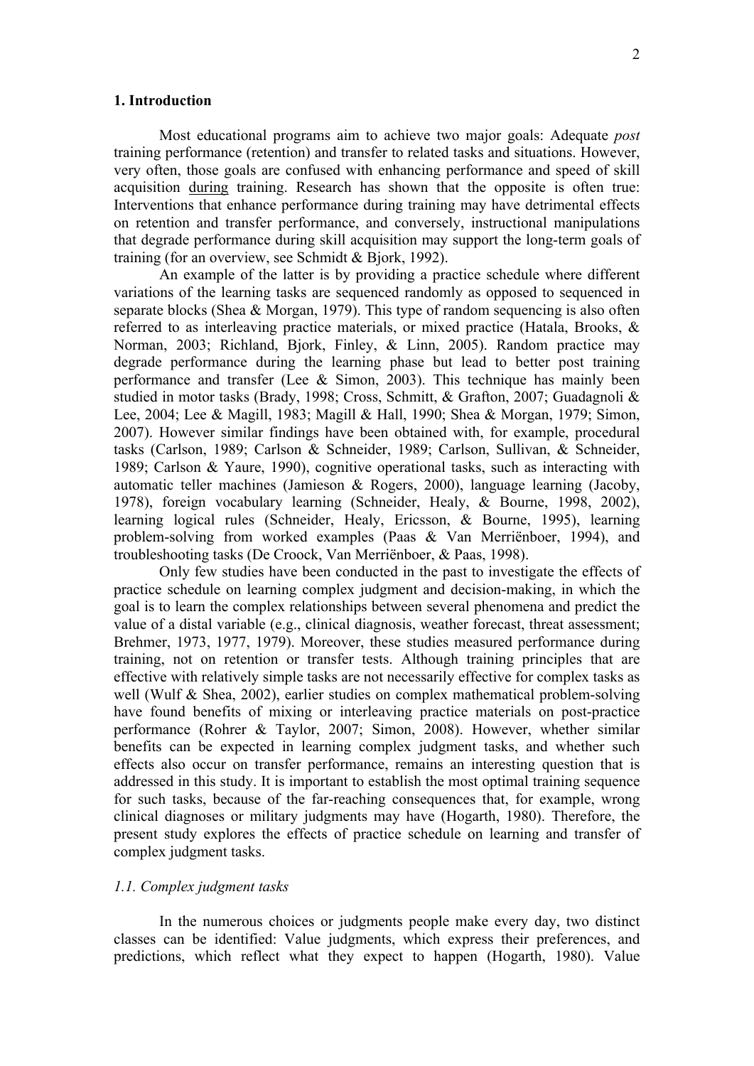## 1. Introduction

Most educational programs aim to achieve two major goals: Adequate *post* training performance (retention) and transfer to related tasks and situations. However, very often, those goals are confused with enhancing performance and speed of skill acquisition during training. Research has shown that the opposite is often true: Interventions that enhance performance during training may have detrimental effects on retention and transfer performance, and conversely, instructional manipulations that degrade performance during skill acquisition may support the long-term goals of training (for an overview, see Schmidt & Bjork, 1992).

An example of the latter is by providing a practice schedule where different variations of the learning tasks are sequenced randomly as opposed to sequenced in separate blocks (Shea & Morgan, 1979). This type of random sequencing is also often referred to as interleaving practice materials, or mixed practice (Hatala, Brooks, & Norman, 2003; Richland, Bjork, Finley, & Linn, 2005). Random practice may degrade performance during the learning phase but lead to better post training performance and transfer (Lee & Simon, 2003). This technique has mainly been studied in motor tasks (Brady, 1998; Cross, Schmitt, & Grafton, 2007; Guadagnoli & Lee, 2004; Lee & Magill, 1983; Magill & Hall, 1990; Shea & Morgan, 1979; Simon, 2007). However similar findings have been obtained with, for example, procedural tasks (Carlson, 1989; Carlson & Schneider, 1989; Carlson, Sullivan, & Schneider, 1989; Carlson & Yaure, 1990), cognitive operational tasks, such as interacting with automatic teller machines (Jamieson & Rogers, 2000), language learning (Jacoby, 1978), foreign vocabulary learning (Schneider, Healy, & Bourne, 1998, 2002), learning logical rules (Schneider, Healy, Ericsson, & Bourne, 1995), learning problem-solving from worked examples (Paas & Van Merriënboer, 1994), and troubleshooting tasks (De Croock, Van Merriënboer, & Paas, 1998).

Only few studies have been conducted in the past to investigate the effects of practice schedule on learning complex judgment and decision-making, in which the goal is to learn the complex relationships between several phenomena and predict the value of a distal variable (e.g., clinical diagnosis, weather forecast, threat assessment; Brehmer, 1973, 1977, 1979). Moreover, these studies measured performance during training, not on retention or transfer tests. Although training principles that are effective with relatively simple tasks are not necessarily effective for complex tasks as well (Wulf & Shea, 2002), earlier studies on complex mathematical problem-solving have found benefits of mixing or interleaving practice materials on post-practice performance (Rohrer & Taylor, 2007; Simon, 2008). However, whether similar benefits can be expected in learning complex judgment tasks, and whether such effects also occur on transfer performance, remains an interesting question that is addressed in this study. It is important to establish the most optimal training sequence for such tasks, because of the far-reaching consequences that, for example, wrong clinical diagnoses or military judgments may have (Hogarth, 1980). Therefore, the present study explores the effects of practice schedule on learning and transfer of complex judgment tasks.

### *1.1. Complex judgment tasks*

In the numerous choices or judgments people make every day, two distinct classes can be identified: Value judgments, which express their preferences, and predictions, which reflect what they expect to happen (Hogarth, 1980). Value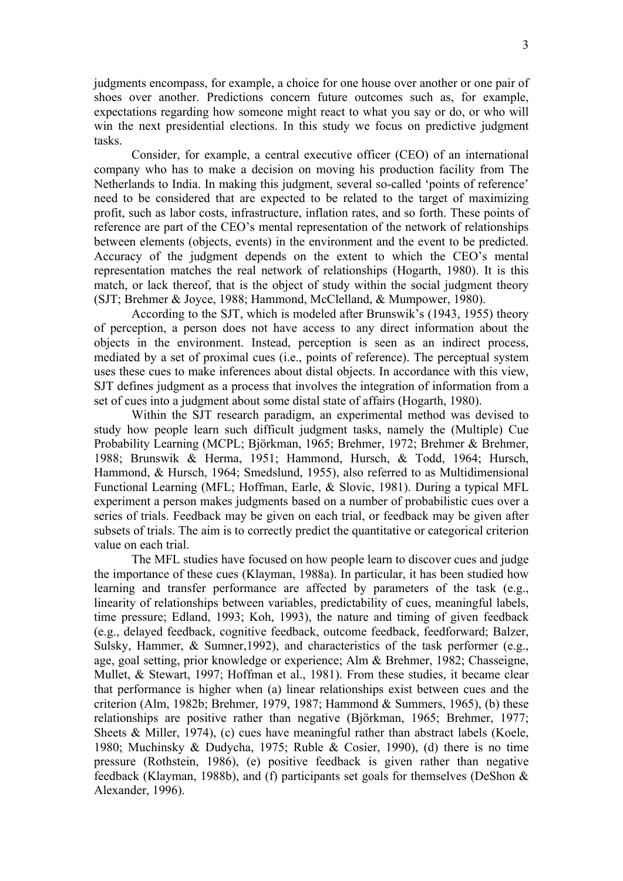judgments encompass, for example, a choice for one house over another or one pair of shoes over another. Predictions concern future outcomes such as, for example, expectations regarding how someone might react to what you say or do, or who will win the next presidential elections. In this study we focus on predictive judgment tasks.

Consider, for example, a central executive officer (CEO) of an international company who has to make a decision on moving his production facility from The Netherlands to India. In making this judgment, several so-called 'points of reference' need to be considered that are expected to be related to the target of maximizing profit, such as labor costs, infrastructure, inflation rates, and so forth. These points of reference are part of the CEO's mental representation of the network of relationships between elements (objects, events) in the environment and the event to be predicted. Accuracy of the judgment depends on the extent to which the CEO's mental representation matches the real network of relationships (Hogarth, 1980). It is this match, or lack thereof, that is the object of study within the social judgment theory (SJT; Brehmer & Joyce, 1988; Hammond, McClelland, & Mumpower, 1980).

According to the SJT, which is modeled after Brunswik's (1943, 1955) theory of perception, a person does not have access to any direct information about the objects in the environment. Instead, perception is seen as an indirect process, mediated by a set of proximal cues (i.e., points of reference). The perceptual system uses these cues to make inferences about distal objects. In accordance with this view, SJT defines judgment as a process that involves the integration of information from a set of cues into a judgment about some distal state of affairs (Hogarth, 1980).

Within the SJT research paradigm, an experimental method was devised to study how people learn such difficult judgment tasks, namely the (Multiple) Cue Probability Learning (MCPL; Björkman, 1965; Brehmer, 1972; Brehmer & Brehmer, 1988; Brunswik & Herma, 1951; Hammond, Hursch, & Todd, 1964; Hursch, Hammond, & Hursch, 1964; Smedslund, 1955), also referred to as Multidimensional Functional Learning (MFL; Hoffman, Earle, & Slovic, 1981). During a typical MFL experiment a person makes judgments based on a number of probabilistic cues over a series of trials. Feedback may be given on each trial, or feedback may be given after subsets of trials. The aim is to correctly predict the quantitative or categorical criterion value on each trial.

The MFL studies have focused on how people learn to discover cues and judge the importance of these cues (Klayman, 1988a). In particular, it has been studied how learning and transfer performance are affected by parameters of the task (e.g., linearity of relationships between variables, predictability of cues, meaningful labels, time pressure; Edland, 1993; Koh, 1993), the nature and timing of given feedback (e.g., delayed feedback, cognitive feedback, outcome feedback, feedforward; Balzer, Sulsky, Hammer, & Sumner,1992), and characteristics of the task performer (e.g., age, goal setting, prior knowledge or experience; Alm & Brehmer, 1982; Chasseigne, Mullet, & Stewart, 1997; Hoffman et al., 1981). From these studies, it became clear that performance is higher when (a) linear relationships exist between cues and the criterion (Alm, 1982b; Brehmer, 1979, 1987; Hammond & Summers, 1965), (b) these relationships are positive rather than negative (Björkman, 1965; Brehmer, 1977; Sheets & Miller, 1974), (c) cues have meaningful rather than abstract labels (Koele, 1980; Muchinsky & Dudycha, 1975; Ruble & Cosier, 1990), (d) there is no time pressure (Rothstein, 1986), (e) positive feedback is given rather than negative feedback (Klayman, 1988b), and (f) participants set goals for themselves (DeShon & Alexander, 1996).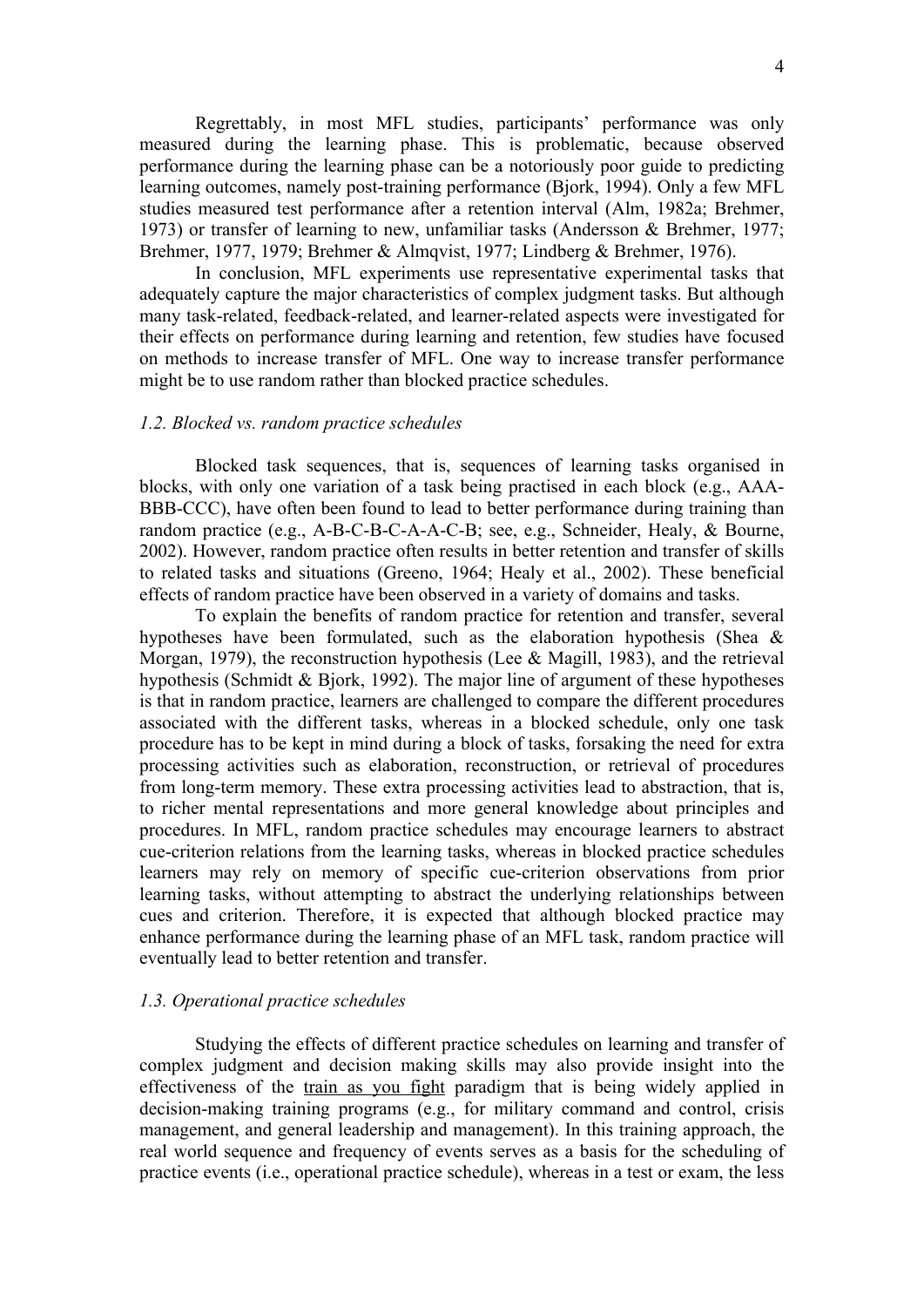Regrettably, in most MFL studies, participants' performance was only measured during the learning phase. This is problematic, because observed performance during the learning phase can be a notoriously poor guide to predicting learning outcomes, namely post-training performance (Bjork, 1994). Only a few MFL studies measured test performance after a retention interval (Alm, 1982a; Brehmer, 1973) or transfer of learning to new, unfamiliar tasks (Andersson & Brehmer, 1977; Brehmer, 1977, 1979; Brehmer & Almqvist, 1977; Lindberg & Brehmer, 1976).

In conclusion, MFL experiments use representative experimental tasks that adequately capture the major characteristics of complex judgment tasks. But although many task-related, feedback-related, and learner-related aspects were investigated for their effects on performance during learning and retention, few studies have focused on methods to increase transfer of MFL. One way to increase transfer performance might be to use random rather than blocked practice schedules.

### *1.2. Blocked vs. random practice schedules*

Blocked task sequences, that is, sequences of learning tasks organised in blocks, with only one variation of a task being practised in each block (e.g., AAA-BBB-CCC), have often been found to lead to better performance during training than random practice (e.g., A-B-C-B-C-A-A-C-B; see, e.g., Schneider, Healy, & Bourne, 2002). However, random practice often results in better retention and transfer of skills to related tasks and situations (Greeno, 1964; Healy et al., 2002). These beneficial effects of random practice have been observed in a variety of domains and tasks.

To explain the benefits of random practice for retention and transfer, several hypotheses have been formulated, such as the elaboration hypothesis (Shea & Morgan, 1979), the reconstruction hypothesis (Lee & Magill, 1983), and the retrieval hypothesis (Schmidt & Bjork, 1992). The major line of argument of these hypotheses is that in random practice, learners are challenged to compare the different procedures associated with the different tasks, whereas in a blocked schedule, only one task procedure has to be kept in mind during a block of tasks, forsaking the need for extra processing activities such as elaboration, reconstruction, or retrieval of procedures from long-term memory. These extra processing activities lead to abstraction, that is, to richer mental representations and more general knowledge about principles and procedures. In MFL, random practice schedules may encourage learners to abstract cue-criterion relations from the learning tasks, whereas in blocked practice schedules learners may rely on memory of specific cue-criterion observations from prior learning tasks, without attempting to abstract the underlying relationships between cues and criterion. Therefore, it is expected that although blocked practice may enhance performance during the learning phase of an MFL task, random practice will eventually lead to better retention and transfer.

### *1.3. Operational practice schedules*

Studying the effects of different practice schedules on learning and transfer of complex judgment and decision making skills may also provide insight into the effectiveness of the train as you fight paradigm that is being widely applied in decision-making training programs (e.g., for military command and control, crisis management, and general leadership and management). In this training approach, the real world sequence and frequency of events serves as a basis for the scheduling of practice events (i.e., operational practice schedule), whereas in a test or exam, the less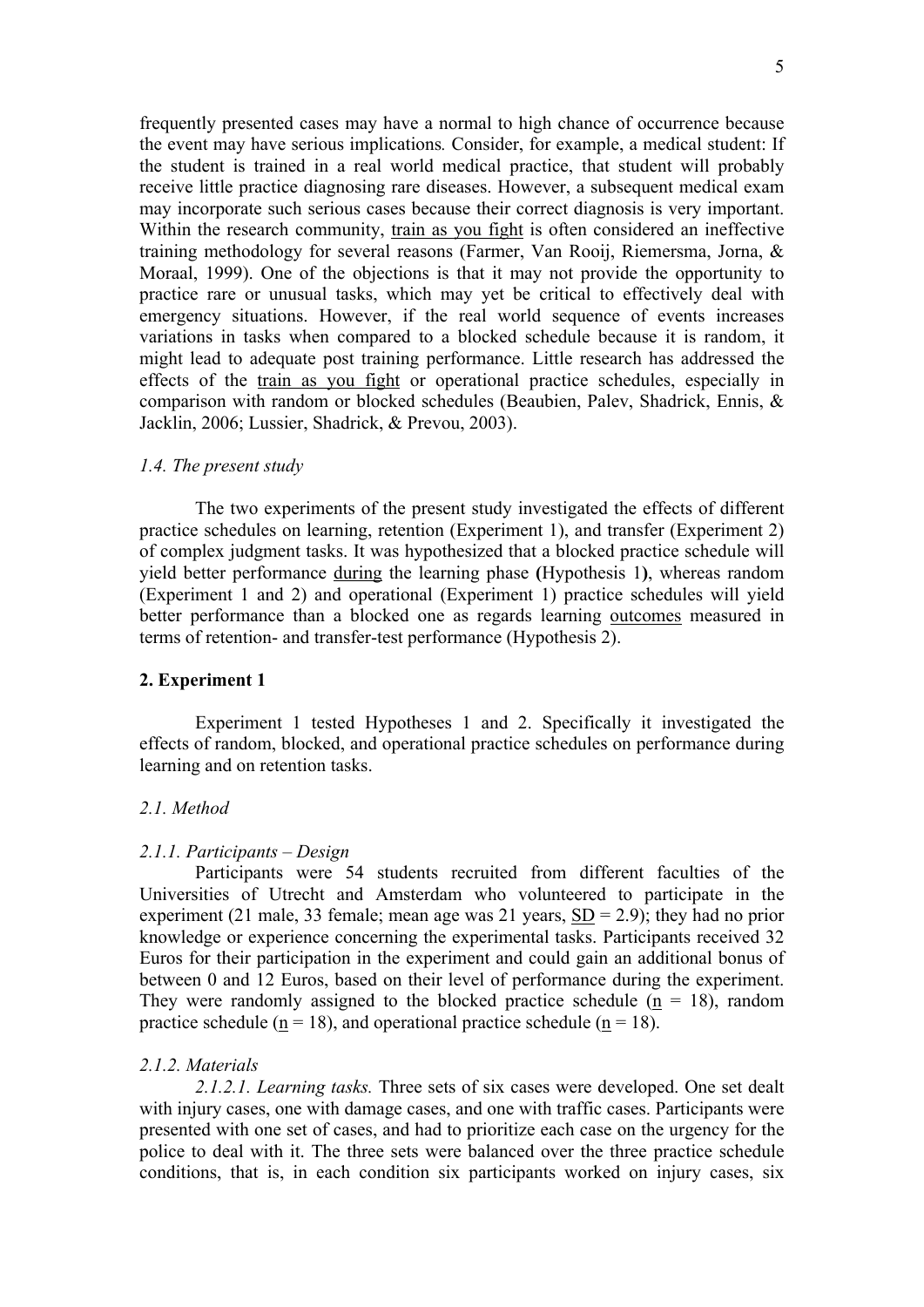frequently presented cases may have a normal to high chance of occurrence because the event may have serious implications*.* Consider, for example, a medical student: If the student is trained in a real world medical practice, that student will probably receive little practice diagnosing rare diseases. However, a subsequent medical exam may incorporate such serious cases because their correct diagnosis is very important. Within the research community, <u>train as you fight</u> is often considered an ineffective training methodology for several reasons (Farmer, Van Rooij, Riemersma, Jorna, & Moraal, 1999). One of the objections is that it may not provide the opportunity to practice rare or unusual tasks, which may yet be critical to effectively deal with emergency situations. However, if the real world sequence of events increases variations in tasks when compared to a blocked schedule because it is random, it might lead to adequate post training performance. Little research has addressed the effects of the <u>train as you fight</u> or operational practice schedules, especially in comparison with random or blocked schedules (Beaubien, Palev, Shadrick, Ennis, & Jacklin, 2006; Lussier, Shadrick, & Prevou, 2003).

### *1.4. The present study*

The two experiments of the present study investigated the effects of different practice schedules on learning, retention (Experiment 1), and transfer (Experiment 2) of complex judgment tasks. It was hypothesized that a blocked practice schedule will yield better performance <u>during</u> the learning phase **(**Hypothesis 1**)**, whereas random (Experiment 1 and 2) and operational (Experiment 1) practice schedules will yield better performance than a blocked one as regards learning <u>outcomes</u> measured in terms of retention- and transfer-test performance (Hypothesis 2).

## **2. Experiment 1**

Experiment 1 tested Hypotheses 1 and 2. Specifically it investigated the effects of random, blocked, and operational practice schedules on performance during learning and on retention tasks.

### *2.1. Method*

#### *2.1.1. Participants – Design*

Participants were 54 students recruited from different faculties of the Universities of Utrecht and Amsterdam who volunteered to participate in the experiment (21 male, 33 female; mean age was 21 years, <u>SD</u> = 2.9); they had no prior knowledge or experience concerning the experimental tasks. Participants received 32 Euros for their participation in the experiment and could gain an additional bonus of between 0 and 12 Euros, based on their level of performance during the experiment. They were randomly assigned to the blocked practice schedule (<u>n</u> = 18), random practice schedule (<u>n</u> = 18), and operational practice schedule (<u>n</u> = 18).

#### *2.1.2. Materials*

*2.1.2.1. Learning tasks.* Three sets of six cases were developed. One set dealt with injury cases, one with damage cases, and one with traffic cases. Participants were presented with one set of cases, and had to prioritize each case on the urgency for the police to deal with it. The three sets were balanced over the three practice schedule conditions, that is, in each condition six participants worked on injury cases, six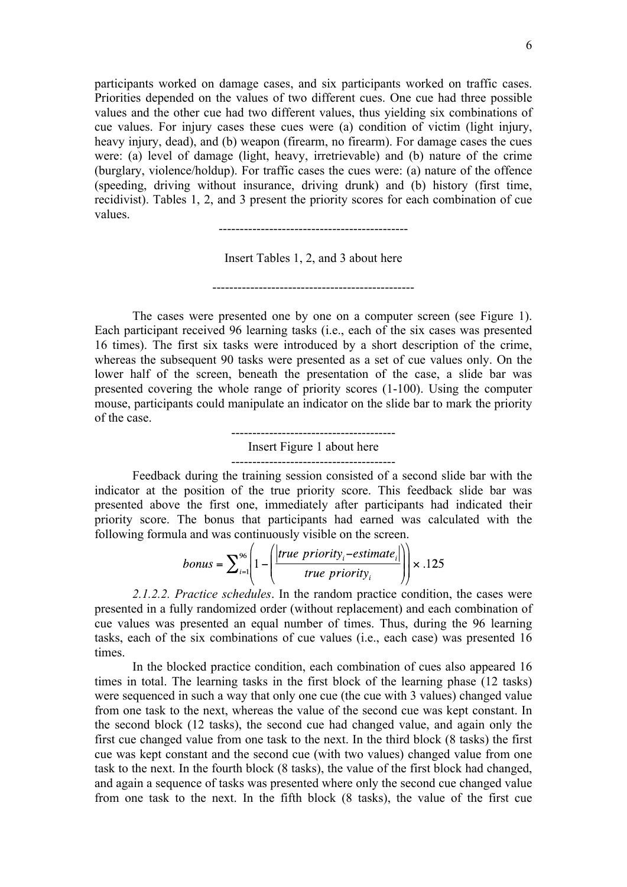participants worked on damage cases, and six participants worked on traffic cases. Priorities depended on the values of two different cues. One cue had three possible values and the other cue had two different values, thus yielding six combinations of cue values. For injury cases these cues were (a) condition of victim (light injury, heavy injury, dead), and (b) weapon (firearm, no firearm). For damage cases the cues were: (a) level of damage (light, heavy, irretrievable) and (b) nature of the crime (burglary, violence/holdup). For traffic cases the cues were: (a) nature of the offence (speeding, driving without insurance, driving drunk) and (b) history (first time, recidivist). Tables 1, 2, and 3 present the priority scores for each combination of cue values.

---

Insert Tables 1, 2, and 3 about here

---

The cases were presented one by one on a computer screen (see Figure 1). Each participant received 96 learning tasks (i.e., each of the six cases was presented 16 times). The first six tasks were introduced by a short description of the crime, whereas the subsequent 90 tasks were presented as a set of cue values only. On the lower half of the screen, beneath the presentation of the case, a slide bar was presented covering the whole range of priority scores (1-100). Using the computer mouse, participants could manipulate an indicator on the slide bar to mark the priority of the case.

---

Insert Figure 1 about here

---

Feedback during the training session consisted of a second slide bar with the indicator at the position of the true priority score. This feedback slide bar was presented above the first one, immediately after participants had indicated their priority score. The bonus that participants had earned was calculated with the following formula and was continuously visible on the screen.

$$bonus = \sum_{i=1}^{96}\left(1-\left(\frac{\left|true\ priority_i - estimate_i\right|}{true\ priority_i}\right)\right)\times .125$$

*2.1.2.2. Practice schedules*. In the random practice condition, the cases were presented in a fully randomized order (without replacement) and each combination of cue values was presented an equal number of times. Thus, during the 96 learning tasks, each of the six combinations of cue values (i.e., each case) was presented 16 times.

In the blocked practice condition, each combination of cues also appeared 16 times in total. The learning tasks in the first block of the learning phase (12 tasks) were sequenced in such a way that only one cue (the cue with 3 values) changed value from one task to the next, whereas the value of the second cue was kept constant. In the second block (12 tasks), the second cue had changed value, and again only the first cue changed value from one task to the next. In the third block (8 tasks) the first cue was kept constant and the second cue (with two values) changed value from one task to the next. In the fourth block (8 tasks), the value of the first block had changed, and again a sequence of tasks was presented where only the second cue changed value from one task to the next. In the fifth block (8 tasks), the value of the first cue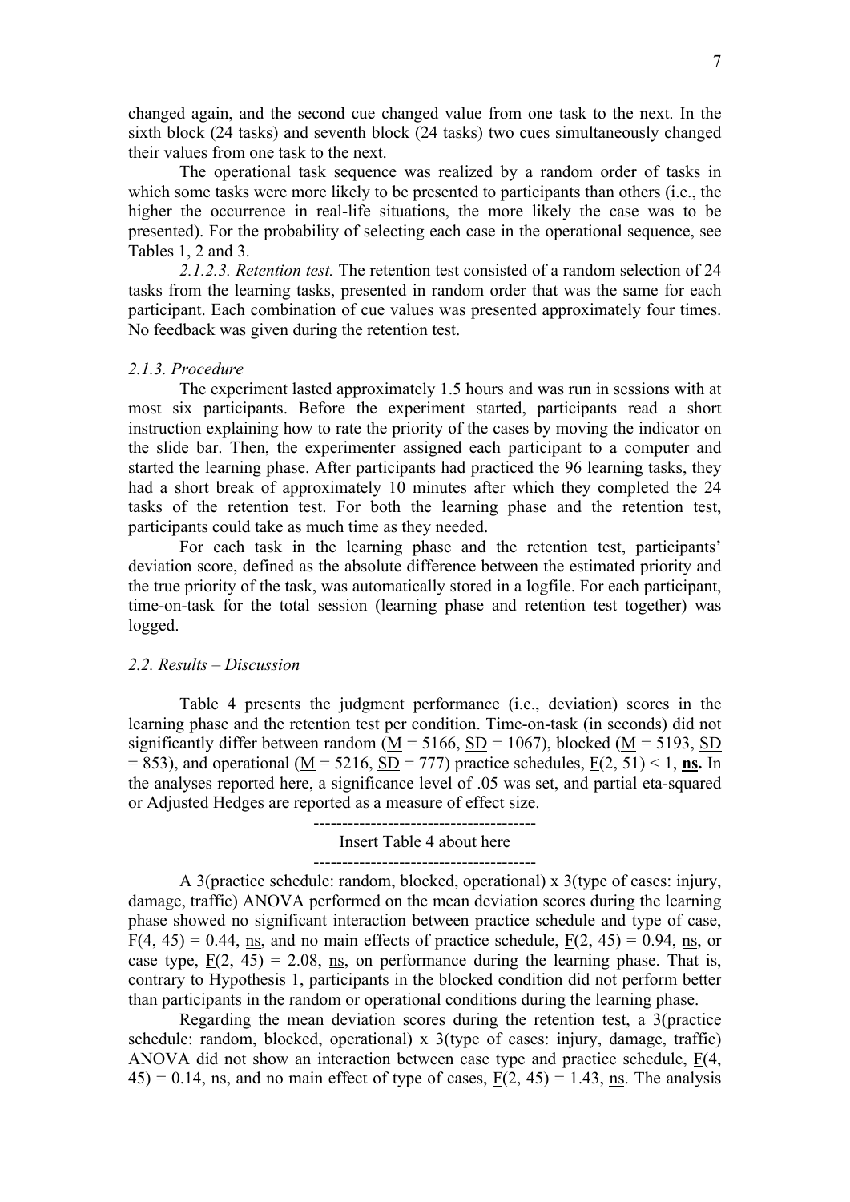changed again, and the second cue changed value from one task to the next. In the sixth block (24 tasks) and seventh block (24 tasks) two cues simultaneously changed their values from one task to the next.

The operational task sequence was realized by a random order of tasks in which some tasks were more likely to be presented to participants than others (i.e., the higher the occurrence in real-life situations, the more likely the case was to be presented). For the probability of selecting each case in the operational sequence, see Tables 1, 2 and 3.

*2.1.2.3. Retention test.* The retention test consisted of a random selection of 24 tasks from the learning tasks, presented in random order that was the same for each participant. Each combination of cue values was presented approximately four times. No feedback was given during the retention test.

### *2.1.3. Procedure*

The experiment lasted approximately 1.5 hours and was run in sessions with at most six participants. Before the experiment started, participants read a short instruction explaining how to rate the priority of the cases by moving the indicator on the slide bar. Then, the experimenter assigned each participant to a computer and started the learning phase. After participants had practiced the 96 learning tasks, they had a short break of approximately 10 minutes after which they completed the 24 tasks of the retention test. For both the learning phase and the retention test, participants could take as much time as they needed.

For each task in the learning phase and the retention test, participants' deviation score, defined as the absolute difference between the estimated priority and the true priority of the task, was automatically stored in a logfile. For each participant, time-on-task for the total session (learning phase and retention test together) was logged.

### *2.2. Results – Discussion*

Table 4 presents the judgment performance (i.e., deviation) scores in the learning phase and the retention test per condition. Time-on-task (in seconds) did not significantly differ between random ($M$ = 5166, $SD$ = 1067), blocked ($M$ = 5193, $SD$ = 853), and operational ($M$ = 5216, $SD$ = 777) practice schedules, $F(2, 51) < 1$, **ns.** In the analyses reported here, a significance level of .05 was set, and partial eta-squared or Adjusted Hedges are reported as a measure of effect size.

---------------------------------------

Insert Table 4 about here

---------------------------------------

A 3(practice schedule: random, blocked, operational) x 3(type of cases: injury, damage, traffic) ANOVA performed on the mean deviation scores during the learning phase showed no significant interaction between practice schedule and type of case, $F(4, 45) = 0.44$, ns, and no main effects of practice schedule, $F(2, 45) = 0.94$, ns, or case type, $F(2, 45) = 2.08$, ns, on performance during the learning phase. That is, contrary to Hypothesis 1, participants in the blocked condition did not perform better than participants in the random or operational conditions during the learning phase.

Regarding the mean deviation scores during the retention test, a 3(practice schedule: random, blocked, operational) x 3(type of cases: injury, damage, traffic) ANOVA did not show an interaction between case type and practice schedule, $F(4, 45) = 0.14$, ns, and no main effect of type of cases, $F(2, 45) = 1.43$, ns. The analysis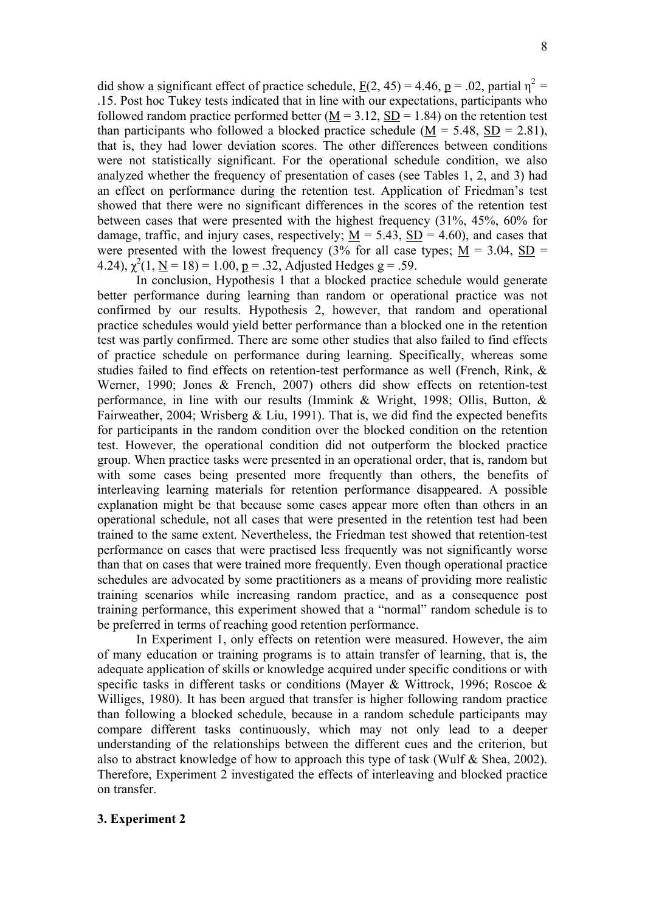did show a significant effect of practice schedule, $\underline{F}(2, 45) = 4.46$, $\underline{p} = .02$, partial $\eta^2 = .15$. Post hoc Tukey tests indicated that in line with our expectations, participants who followed random practice performed better ($\underline{M} = 3.12$, $\underline{SD} = 1.84$) on the retention test than participants who followed a blocked practice schedule ($\underline{M} = 5.48$, $\underline{SD} = 2.81$), that is, they had lower deviation scores. The other differences between conditions were not statistically significant. For the operational schedule condition, we also analyzed whether the frequency of presentation of cases (see Tables 1, 2, and 3) had an effect on performance during the retention test. Application of Friedman's test showed that there were no significant differences in the scores of the retention test between cases that were presented with the highest frequency (31%, 45%, 60% for damage, traffic, and injury cases, respectively; $\underline{M} = 5.43$, $\underline{SD} = 4.60$), and cases that were presented with the lowest frequency (3% for all case types; $\underline{M} = 3.04$, $\underline{SD} = 4.24$), $\chi^2(1, \underline{N} = 18) = 1.00$, $\underline{p} = .32$, Adjusted Hedges $g = .59$.

In conclusion, Hypothesis 1 that a blocked practice schedule would generate better performance during learning than random or operational practice was not confirmed by our results. Hypothesis 2, however, that random and operational practice schedules would yield better performance than a blocked one in the retention test was partly confirmed. There are some other studies that also failed to find effects of practice schedule on performance during learning. Specifically, whereas some studies failed to find effects on retention-test performance as well (French, Rink, & Werner, 1990; Jones & French, 2007) others did show effects on retention-test performance, in line with our results (Immink & Wright, 1998; Ollis, Button, & Fairweather, 2004; Wrisberg & Liu, 1991). That is, we did find the expected benefits for participants in the random condition over the blocked condition on the retention test. However, the operational condition did not outperform the blocked practice group. When practice tasks were presented in an operational order, that is, random but with some cases being presented more frequently than others, the benefits of interleaving learning materials for retention performance disappeared. A possible explanation might be that because some cases appear more often than others in an operational schedule, not all cases that were presented in the retention test had been trained to the same extent. Nevertheless, the Friedman test showed that retention-test performance on cases that were practised less frequently was not significantly worse than that on cases that were trained more frequently. Even though operational practice schedules are advocated by some practitioners as a means of providing more realistic training scenarios while increasing random practice, and as a consequence post training performance, this experiment showed that a "normal" random schedule is to be preferred in terms of reaching good retention performance.

In Experiment 1, only effects on retention were measured. However, the aim of many education or training programs is to attain transfer of learning, that is, the adequate application of skills or knowledge acquired under specific conditions or with specific tasks in different tasks or conditions (Mayer & Wittrock, 1996; Roscoe & Williges, 1980). It has been argued that transfer is higher following random practice than following a blocked schedule, because in a random schedule participants may compare different tasks continuously, which may not only lead to a deeper understanding of the relationships between the different cues and the criterion, but also to abstract knowledge of how to approach this type of task (Wulf & Shea, 2002). Therefore, Experiment 2 investigated the effects of interleaving and blocked practice on transfer.

## 3. Experiment 2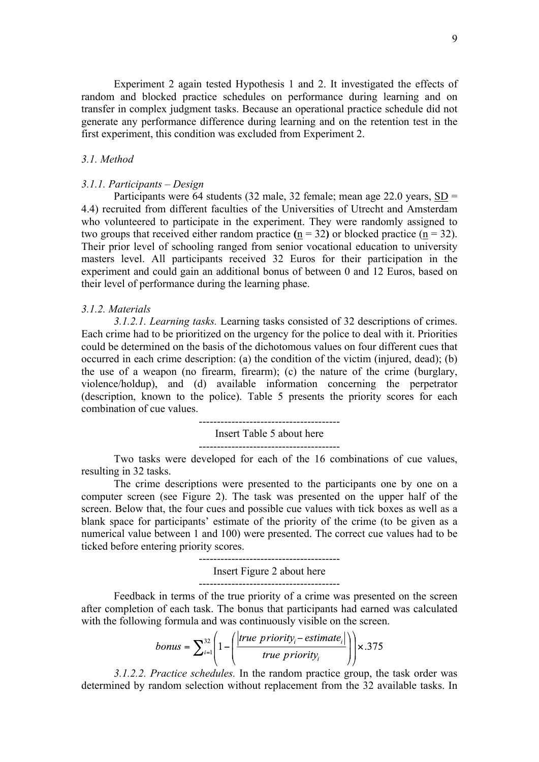Experiment 2 again tested Hypothesis 1 and 2. It investigated the effects of random and blocked practice schedules on performance during learning and on transfer in complex judgment tasks. Because an operational practice schedule did not generate any performance difference during learning and on the retention test in the first experiment, this condition was excluded from Experiment 2.

### *3.1. Method*

#### *3.1.1. Participants – Design*

Participants were 64 students (32 male, 32 female; mean age 22.0 years, SD = 4.4) recruited from different faculties of the Universities of Utrecht and Amsterdam who volunteered to participate in the experiment. They were randomly assigned to two groups that received either random practice (n = 32) or blocked practice (n = 32). Their prior level of schooling ranged from senior vocational education to university masters level. All participants received 32 Euros for their participation in the experiment and could gain an additional bonus of between 0 and 12 Euros, based on their level of performance during the learning phase.

#### *3.1.2. Materials*

*3.1.2.1. Learning tasks.* Learning tasks consisted of 32 descriptions of crimes. Each crime had to be prioritized on the urgency for the police to deal with it. Priorities could be determined on the basis of the dichotomous values on four different cues that occurred in each crime description: (a) the condition of the victim (injured, dead); (b) the use of a weapon (no firearm, firearm); (c) the nature of the crime (burglary, violence/holdup), and (d) available information concerning the perpetrator (description, known to the police). Table 5 presents the priority scores for each combination of cue values.

---------------------------------------
Insert Table 5 about here
---------------------------------------

Two tasks were developed for each of the 16 combinations of cue values, resulting in 32 tasks.

The crime descriptions were presented to the participants one by one on a computer screen (see Figure 2). The task was presented on the upper half of the screen. Below that, the four cues and possible cue values with tick boxes as well as a blank space for participants' estimate of the priority of the crime (to be given as a numerical value between 1 and 100) were presented. The correct cue values had to be ticked before entering priority scores.

---------------------------------------
Insert Figure 2 about here
---------------------------------------

Feedback in terms of the true priority of a crime was presented on the screen after completion of each task. The bonus that participants had earned was calculated with the following formula and was continuously visible on the screen.

$$bonus = \sum_{i=1}^{32}\left(1-\left(\frac{\left|true\ priority_i - estimate_i\right|}{true\ priority_i}\right)\right)\times .375$$

*3.1.2.2. Practice schedules.* In the random practice group, the task order was determined by random selection without replacement from the 32 available tasks. In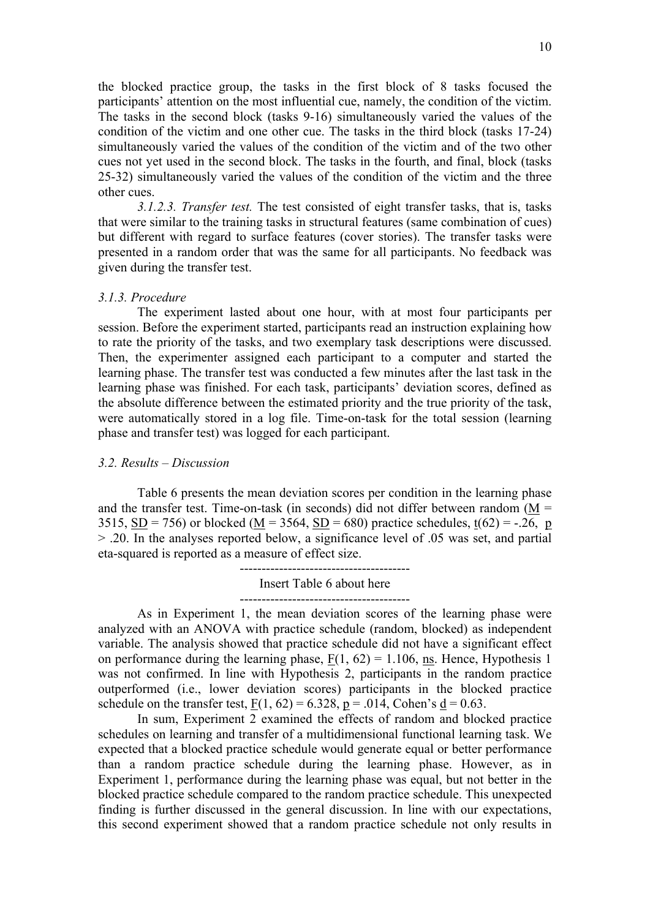the blocked practice group, the tasks in the first block of 8 tasks focused the participants' attention on the most influential cue, namely, the condition of the victim. The tasks in the second block (tasks 9-16) simultaneously varied the values of the condition of the victim and one other cue. The tasks in the third block (tasks 17-24) simultaneously varied the values of the condition of the victim and of the two other cues not yet used in the second block. The tasks in the fourth, and final, block (tasks 25-32) simultaneously varied the values of the condition of the victim and the three other cues.

*3.1.2.3. Transfer test.* The test consisted of eight transfer tasks, that is, tasks that were similar to the training tasks in structural features (same combination of cues) but different with regard to surface features (cover stories). The transfer tasks were presented in a random order that was the same for all participants. No feedback was given during the transfer test.

### *3.1.3. Procedure*

The experiment lasted about one hour, with at most four participants per session. Before the experiment started, participants read an instruction explaining how to rate the priority of the tasks, and two exemplary task descriptions were discussed. Then, the experimenter assigned each participant to a computer and started the learning phase. The transfer test was conducted a few minutes after the last task in the learning phase was finished. For each task, participants' deviation scores, defined as the absolute difference between the estimated priority and the true priority of the task, were automatically stored in a log file. Time-on-task for the total session (learning phase and transfer test) was logged for each participant.

## *3.2. Results – Discussion*

Table 6 presents the mean deviation scores per condition in the learning phase and the transfer test. Time-on-task (in seconds) did not differ between random ($M$ = 3515, $SD$ = 756) or blocked ($M$ = 3564, $SD$ = 680) practice schedules, $t(62) = -.26$, $p > .20$. In the analyses reported below, a significance level of .05 was set, and partial eta-squared is reported as a measure of effect size.

---------------------------------------
Insert Table 6 about here
---------------------------------------

As in Experiment 1, the mean deviation scores of the learning phase were analyzed with an ANOVA with practice schedule (random, blocked) as independent variable. The analysis showed that practice schedule did not have a significant effect on performance during the learning phase, $F(1, 62) = 1.106$, ns. Hence, Hypothesis 1 was not confirmed. In line with Hypothesis 2, participants in the random practice outperformed (i.e., lower deviation scores) participants in the blocked practice schedule on the transfer test, $F(1, 62) = 6.328$, $p = .014$, Cohen's $d = 0.63$.

In sum, Experiment 2 examined the effects of random and blocked practice schedules on learning and transfer of a multidimensional functional learning task. We expected that a blocked practice schedule would generate equal or better performance than a random practice schedule during the learning phase. However, as in Experiment 1, performance during the learning phase was equal, but not better in the blocked practice schedule compared to the random practice schedule. This unexpected finding is further discussed in the general discussion. In line with our expectations, this second experiment showed that a random practice schedule not only results in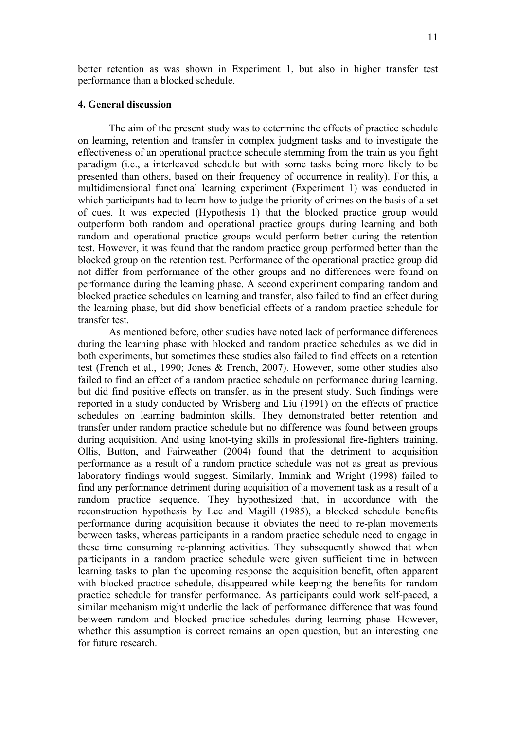better retention as was shown in Experiment 1, but also in higher transfer test performance than a blocked schedule.

## 4. General discussion

The aim of the present study was to determine the effects of practice schedule on learning, retention and transfer in complex judgment tasks and to investigate the effectiveness of an operational practice schedule stemming from the train as you fight paradigm (i.e., a interleaved schedule but with some tasks being more likely to be presented than others, based on their frequency of occurrence in reality). For this, a multidimensional functional learning experiment (Experiment 1) was conducted in which participants had to learn how to judge the priority of crimes on the basis of a set of cues. It was expected (Hypothesis 1) that the blocked practice group would outperform both random and operational practice groups during learning and both random and operational practice groups would perform better during the retention test. However, it was found that the random practice group performed better than the blocked group on the retention test. Performance of the operational practice group did not differ from performance of the other groups and no differences were found on performance during the learning phase. A second experiment comparing random and blocked practice schedules on learning and transfer, also failed to find an effect during the learning phase, but did show beneficial effects of a random practice schedule for transfer test.

As mentioned before, other studies have noted lack of performance differences during the learning phase with blocked and random practice schedules as we did in both experiments, but sometimes these studies also failed to find effects on a retention test (French et al., 1990; Jones & French, 2007). However, some other studies also failed to find an effect of a random practice schedule on performance during learning, but did find positive effects on transfer, as in the present study. Such findings were reported in a study conducted by Wrisberg and Liu (1991) on the effects of practice schedules on learning badminton skills. They demonstrated better retention and transfer under random practice schedule but no difference was found between groups during acquisition. And using knot-tying skills in professional fire-fighters training, Ollis, Button, and Fairweather (2004) found that the detriment to acquisition performance as a result of a random practice schedule was not as great as previous laboratory findings would suggest. Similarly, Immink and Wright (1998) failed to find any performance detriment during acquisition of a movement task as a result of a random practice sequence. They hypothesized that, in accordance with the reconstruction hypothesis by Lee and Magill (1985), a blocked schedule benefits performance during acquisition because it obviates the need to re-plan movements between tasks, whereas participants in a random practice schedule need to engage in these time consuming re-planning activities. They subsequently showed that when participants in a random practice schedule were given sufficient time in between learning tasks to plan the upcoming response the acquisition benefit, often apparent with blocked practice schedule, disappeared while keeping the benefits for random practice schedule for transfer performance. As participants could work self-paced, a similar mechanism might underlie the lack of performance difference that was found between random and blocked practice schedules during learning phase. However, whether this assumption is correct remains an open question, but an interesting one for future research.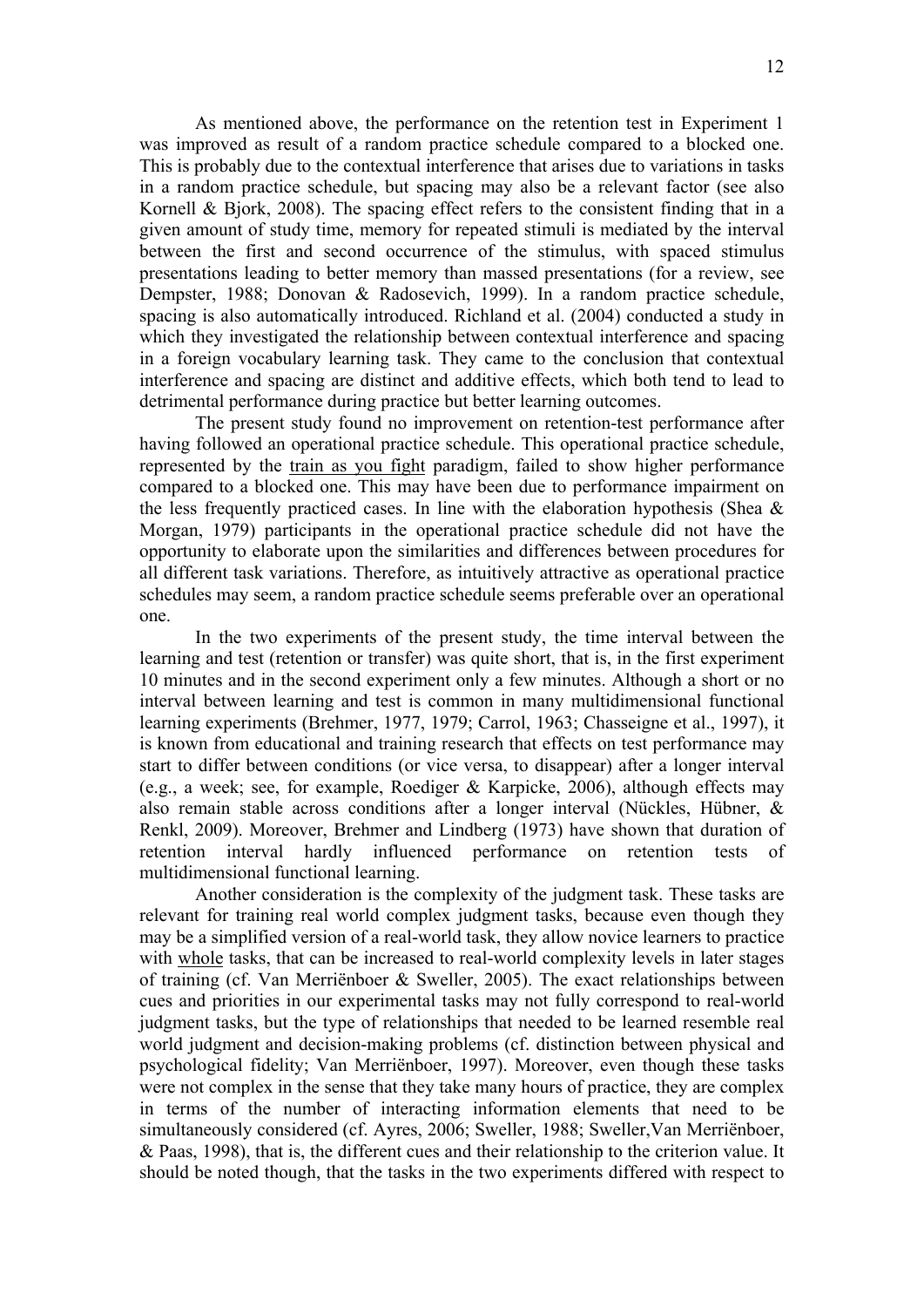As mentioned above, the performance on the retention test in Experiment 1 was improved as result of a random practice schedule compared to a blocked one. This is probably due to the contextual interference that arises due to variations in tasks in a random practice schedule, but spacing may also be a relevant factor (see also Kornell & Bjork, 2008). The spacing effect refers to the consistent finding that in a given amount of study time, memory for repeated stimuli is mediated by the interval between the first and second occurrence of the stimulus, with spaced stimulus presentations leading to better memory than massed presentations (for a review, see Dempster, 1988; Donovan & Radosevich, 1999). In a random practice schedule, spacing is also automatically introduced. Richland et al. (2004) conducted a study in which they investigated the relationship between contextual interference and spacing in a foreign vocabulary learning task. They came to the conclusion that contextual interference and spacing are distinct and additive effects, which both tend to lead to detrimental performance during practice but better learning outcomes.

The present study found no improvement on retention-test performance after having followed an operational practice schedule. This operational practice schedule, represented by the train as you fight paradigm, failed to show higher performance compared to a blocked one. This may have been due to performance impairment on the less frequently practiced cases. In line with the elaboration hypothesis (Shea & Morgan, 1979) participants in the operational practice schedule did not have the opportunity to elaborate upon the similarities and differences between procedures for all different task variations. Therefore, as intuitively attractive as operational practice schedules may seem, a random practice schedule seems preferable over an operational one.

In the two experiments of the present study, the time interval between the learning and test (retention or transfer) was quite short, that is, in the first experiment 10 minutes and in the second experiment only a few minutes. Although a short or no interval between learning and test is common in many multidimensional functional learning experiments (Brehmer, 1977, 1979; Carrol, 1963; Chasseigne et al., 1997), it is known from educational and training research that effects on test performance may start to differ between conditions (or vice versa, to disappear) after a longer interval (e.g., a week; see, for example, Roediger & Karpicke, 2006), although effects may also remain stable across conditions after a longer interval (Nückles, Hübner, & Renkl, 2009). Moreover, Brehmer and Lindberg (1973) have shown that duration of retention interval hardly influenced performance on retention tests of multidimensional functional learning.

Another consideration is the complexity of the judgment task. These tasks are relevant for training real world complex judgment tasks, because even though they may be a simplified version of a real-world task, they allow novice learners to practice with whole tasks, that can be increased to real-world complexity levels in later stages of training (cf. Van Merriënboer & Sweller, 2005). The exact relationships between cues and priorities in our experimental tasks may not fully correspond to real-world judgment tasks, but the type of relationships that needed to be learned resemble real world judgment and decision-making problems (cf. distinction between physical and psychological fidelity; Van Merriënboer, 1997). Moreover, even though these tasks were not complex in the sense that they take many hours of practice, they are complex in terms of the number of interacting information elements that need to be simultaneously considered (cf. Ayres, 2006; Sweller, 1988; Sweller,Van Merriënboer, & Paas, 1998), that is, the different cues and their relationship to the criterion value. It should be noted though, that the tasks in the two experiments differed with respect to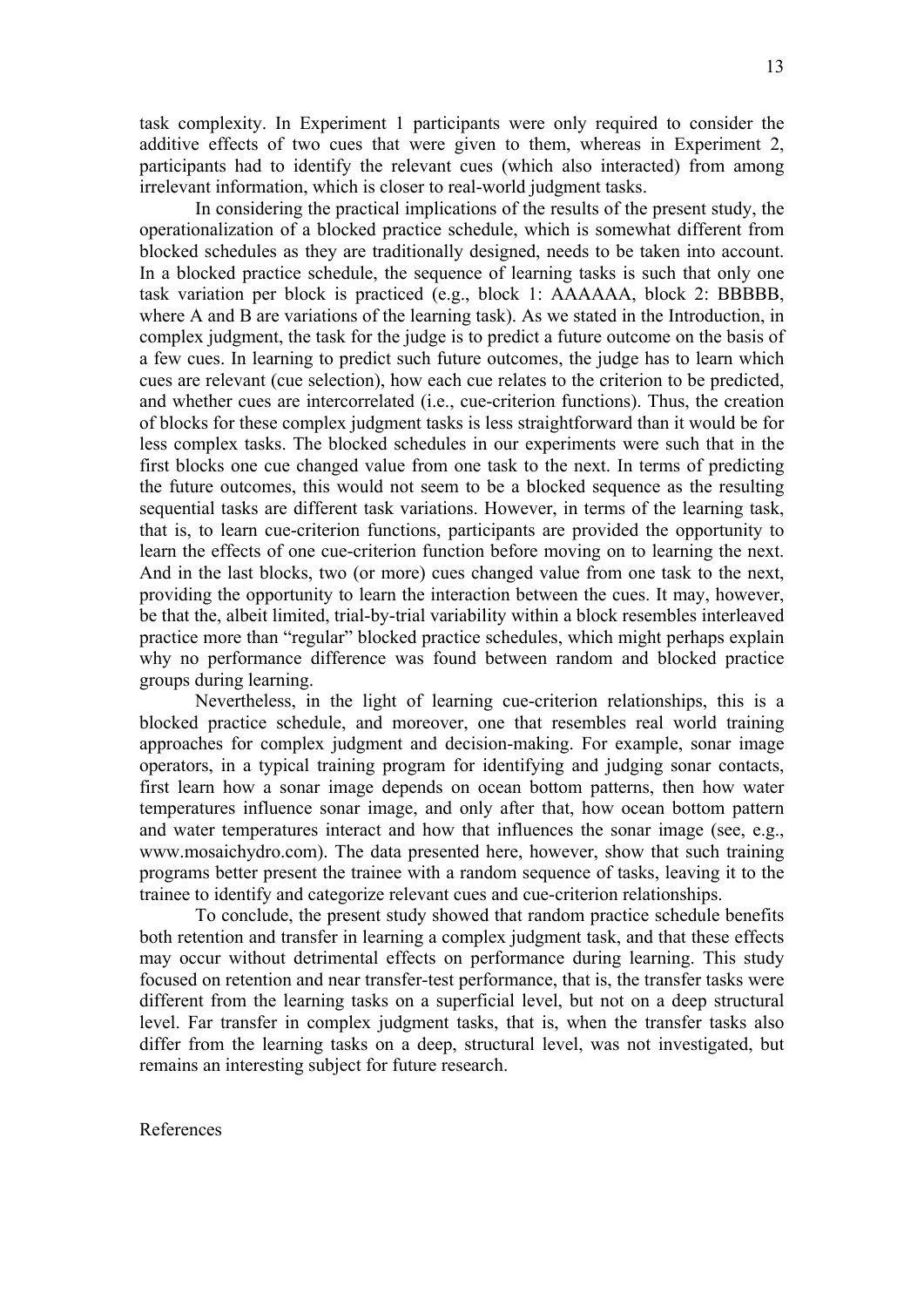task complexity. In Experiment 1 participants were only required to consider the additive effects of two cues that were given to them, whereas in Experiment 2, participants had to identify the relevant cues (which also interacted) from among irrelevant information, which is closer to real-world judgment tasks.

In considering the practical implications of the results of the present study, the operationalization of a blocked practice schedule, which is somewhat different from blocked schedules as they are traditionally designed, needs to be taken into account. In a blocked practice schedule, the sequence of learning tasks is such that only one task variation per block is practiced (e.g., block 1: AAAAAA, block 2: BBBBB, where A and B are variations of the learning task). As we stated in the Introduction, in complex judgment, the task for the judge is to predict a future outcome on the basis of a few cues. In learning to predict such future outcomes, the judge has to learn which cues are relevant (cue selection), how each cue relates to the criterion to be predicted, and whether cues are intercorrelated (i.e., cue-criterion functions). Thus, the creation of blocks for these complex judgment tasks is less straightforward than it would be for less complex tasks. The blocked schedules in our experiments were such that in the first blocks one cue changed value from one task to the next. In terms of predicting the future outcomes, this would not seem to be a blocked sequence as the resulting sequential tasks are different task variations. However, in terms of the learning task, that is, to learn cue-criterion functions, participants are provided the opportunity to learn the effects of one cue-criterion function before moving on to learning the next. And in the last blocks, two (or more) cues changed value from one task to the next, providing the opportunity to learn the interaction between the cues. It may, however, be that the, albeit limited, trial-by-trial variability within a block resembles interleaved practice more than "regular" blocked practice schedules, which might perhaps explain why no performance difference was found between random and blocked practice groups during learning.

Nevertheless, in the light of learning cue-criterion relationships, this is a blocked practice schedule, and moreover, one that resembles real world training approaches for complex judgment and decision-making. For example, sonar image operators, in a typical training program for identifying and judging sonar contacts, first learn how a sonar image depends on ocean bottom patterns, then how water temperatures influence sonar image, and only after that, how ocean bottom pattern and water temperatures interact and how that influences the sonar image (see, e.g., www.mosaichydro.com). The data presented here, however, show that such training programs better present the trainee with a random sequence of tasks, leaving it to the trainee to identify and categorize relevant cues and cue-criterion relationships.

To conclude, the present study showed that random practice schedule benefits both retention and transfer in learning a complex judgment task, and that these effects may occur without detrimental effects on performance during learning. This study focused on retention and near transfer-test performance, that is, the transfer tasks were different from the learning tasks on a superficial level, but not on a deep structural level. Far transfer in complex judgment tasks, that is, when the transfer tasks also differ from the learning tasks on a deep, structural level, was not investigated, but remains an interesting subject for future research.

References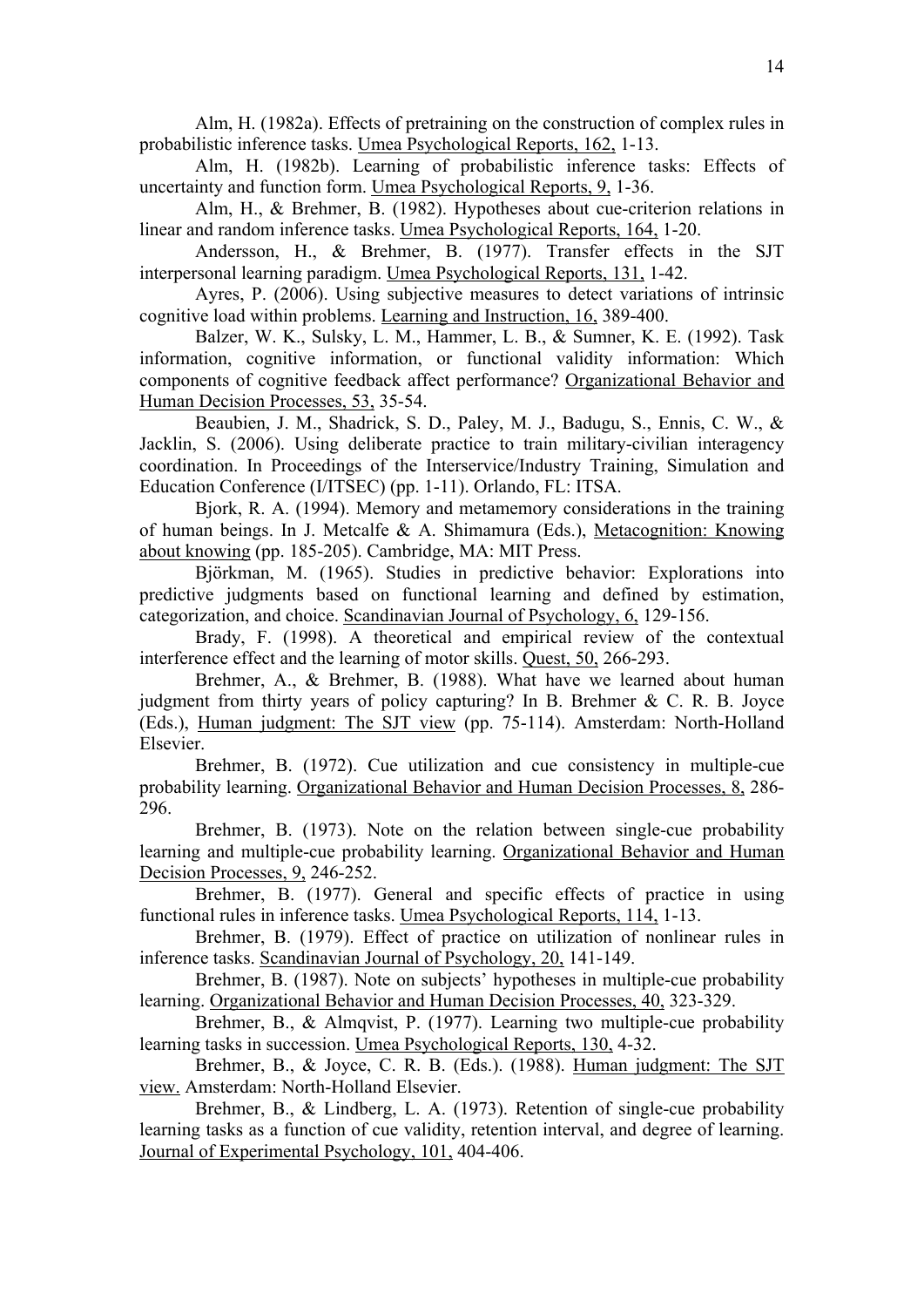Alm, H. (1982a). Effects of pretraining on the construction of complex rules in probabilistic inference tasks. Umea Psychological Reports, 162, 1-13.

Alm, H. (1982b). Learning of probabilistic inference tasks: Effects of uncertainty and function form. Umea Psychological Reports, 9, 1-36.

Alm, H., & Brehmer, B. (1982). Hypotheses about cue-criterion relations in linear and random inference tasks. Umea Psychological Reports, 164, 1-20.

Andersson, H., & Brehmer, B. (1977). Transfer effects in the SJT interpersonal learning paradigm. Umea Psychological Reports, 131, 1-42.

Ayres, P. (2006). Using subjective measures to detect variations of intrinsic cognitive load within problems. Learning and Instruction, 16, 389-400.

Balzer, W. K., Sulsky, L. M., Hammer, L. B., & Sumner, K. E. (1992). Task information, cognitive information, or functional validity information: Which components of cognitive feedback affect performance? Organizational Behavior and Human Decision Processes, 53, 35-54.

Beaubien, J. M., Shadrick, S. D., Paley, M. J., Badugu, S., Ennis, C. W., & Jacklin, S. (2006). Using deliberate practice to train military-civilian interagency coordination. In Proceedings of the Interservice/Industry Training, Simulation and Education Conference (I/ITSEC) (pp. 1-11). Orlando, FL: ITSA.

Bjork, R. A. (1994). Memory and metamemory considerations in the training of human beings. In J. Metcalfe & A. Shimamura (Eds.), Metacognition: Knowing about knowing (pp. 185-205). Cambridge, MA: MIT Press.

Björkman, M. (1965). Studies in predictive behavior: Explorations into predictive judgments based on functional learning and defined by estimation, categorization, and choice. Scandinavian Journal of Psychology, 6, 129-156.

Brady, F. (1998). A theoretical and empirical review of the contextual interference effect and the learning of motor skills. Quest, 50, 266-293.

Brehmer, A., & Brehmer, B. (1988). What have we learned about human judgment from thirty years of policy capturing? In B. Brehmer & C. R. B. Joyce (Eds.), Human judgment: The SJT view (pp. 75-114). Amsterdam: North-Holland Elsevier.

Brehmer, B. (1972). Cue utilization and cue consistency in multiple-cue probability learning. Organizational Behavior and Human Decision Processes, 8, 286-296.

Brehmer, B. (1973). Note on the relation between single-cue probability learning and multiple-cue probability learning. Organizational Behavior and Human Decision Processes, 9, 246-252.

Brehmer, B. (1977). General and specific effects of practice in using functional rules in inference tasks. Umea Psychological Reports, 114, 1-13.

Brehmer, B. (1979). Effect of practice on utilization of nonlinear rules in inference tasks. Scandinavian Journal of Psychology, 20, 141-149.

Brehmer, B. (1987). Note on subjects' hypotheses in multiple-cue probability learning. Organizational Behavior and Human Decision Processes, 40, 323-329.

Brehmer, B., & Almqvist, P. (1977). Learning two multiple-cue probability learning tasks in succession. Umea Psychological Reports, 130, 4-32.

Brehmer, B., & Joyce, C. R. B. (Eds.). (1988). Human judgment: The SJT view. Amsterdam: North-Holland Elsevier.

Brehmer, B., & Lindberg, L. A. (1973). Retention of single-cue probability learning tasks as a function of cue validity, retention interval, and degree of learning. Journal of Experimental Psychology, 101, 404-406.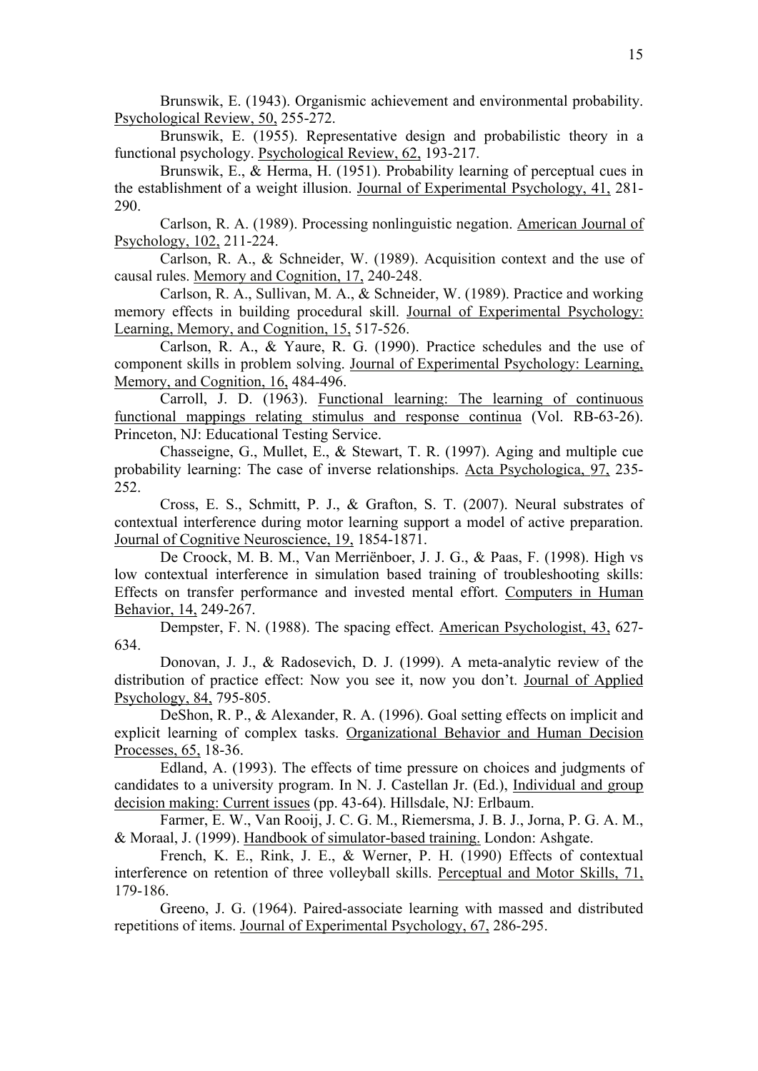Brunswik, E. (1943). Organismic achievement and environmental probability. Psychological Review, 50, 255-272.

Brunswik, E. (1955). Representative design and probabilistic theory in a functional psychology. Psychological Review, 62, 193-217.

Brunswik, E., & Herma, H. (1951). Probability learning of perceptual cues in the establishment of a weight illusion. Journal of Experimental Psychology, 41, 281-290.

Carlson, R. A. (1989). Processing nonlinguistic negation. American Journal of Psychology, 102, 211-224.

Carlson, R. A., & Schneider, W. (1989). Acquisition context and the use of causal rules. Memory and Cognition, 17, 240-248.

Carlson, R. A., Sullivan, M. A., & Schneider, W. (1989). Practice and working memory effects in building procedural skill. Journal of Experimental Psychology: Learning, Memory, and Cognition, 15, 517-526.

Carlson, R. A., & Yaure, R. G. (1990). Practice schedules and the use of component skills in problem solving. Journal of Experimental Psychology: Learning, Memory, and Cognition, 16, 484-496.

Carroll, J. D. (1963). Functional learning: The learning of continuous functional mappings relating stimulus and response continua (Vol. RB-63-26). Princeton, NJ: Educational Testing Service.

Chasseigne, G., Mullet, E., & Stewart, T. R. (1997). Aging and multiple cue probability learning: The case of inverse relationships. Acta Psychologica, 97, 235-252.

Cross, E. S., Schmitt, P. J., & Grafton, S. T. (2007). Neural substrates of contextual interference during motor learning support a model of active preparation. Journal of Cognitive Neuroscience, 19, 1854-1871.

De Croock, M. B. M., Van Merriënboer, J. J. G., & Paas, F. (1998). High vs low contextual interference in simulation based training of troubleshooting skills: Effects on transfer performance and invested mental effort. Computers in Human Behavior, 14, 249-267.

Dempster, F. N. (1988). The spacing effect. American Psychologist, 43, 627-634.

Donovan, J. J., & Radosevich, D. J. (1999). A meta-analytic review of the distribution of practice effect: Now you see it, now you don't. Journal of Applied Psychology, 84, 795-805.

DeShon, R. P., & Alexander, R. A. (1996). Goal setting effects on implicit and explicit learning of complex tasks. Organizational Behavior and Human Decision Processes, 65, 18-36.

Edland, A. (1993). The effects of time pressure on choices and judgments of candidates to a university program. In N. J. Castellan Jr. (Ed.), Individual and group decision making: Current issues (pp. 43-64). Hillsdale, NJ: Erlbaum.

Farmer, E. W., Van Rooij, J. C. G. M., Riemersma, J. B. J., Jorna, P. G. A. M., & Moraal, J. (1999). Handbook of simulator-based training. London: Ashgate.

French, K. E., Rink, J. E., & Werner, P. H. (1990) Effects of contextual interference on retention of three volleyball skills. Perceptual and Motor Skills, 71, 179-186.

Greeno, J. G. (1964). Paired-associate learning with massed and distributed repetitions of items. Journal of Experimental Psychology, 67, 286-295.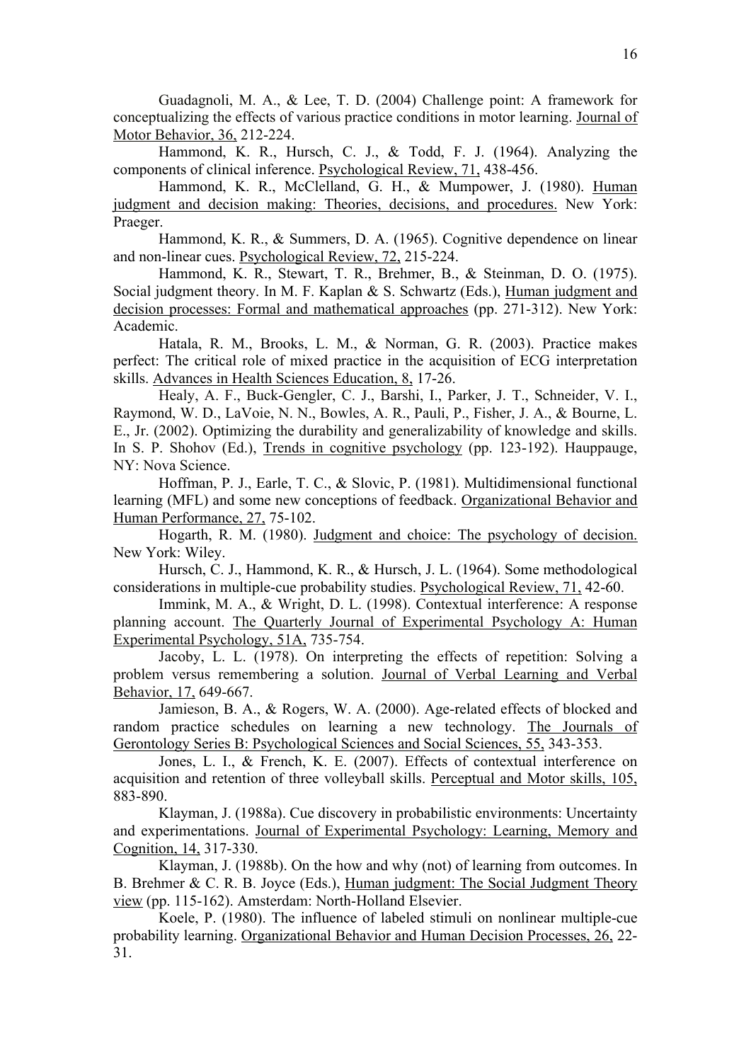Guadagnoli, M. A., & Lee, T. D. (2004) Challenge point: A framework for conceptualizing the effects of various practice conditions in motor learning. Journal of Motor Behavior, 36, 212-224.

Hammond, K. R., Hursch, C. J., & Todd, F. J. (1964). Analyzing the components of clinical inference. Psychological Review, 71, 438-456.

Hammond, K. R., McClelland, G. H., & Mumpower, J. (1980). Human judgment and decision making: Theories, decisions, and procedures. New York: Praeger.

Hammond, K. R., & Summers, D. A. (1965). Cognitive dependence on linear and non-linear cues. Psychological Review, 72, 215-224.

Hammond, K. R., Stewart, T. R., Brehmer, B., & Steinman, D. O. (1975). Social judgment theory. In M. F. Kaplan & S. Schwartz (Eds.), Human judgment and decision processes: Formal and mathematical approaches (pp. 271-312). New York: Academic.

Hatala, R. M., Brooks, L. M., & Norman, G. R. (2003). Practice makes perfect: The critical role of mixed practice in the acquisition of ECG interpretation skills. Advances in Health Sciences Education, 8, 17-26.

Healy, A. F., Buck-Gengler, C. J., Barshi, I., Parker, J. T., Schneider, V. I., Raymond, W. D., LaVoie, N. N., Bowles, A. R., Pauli, P., Fisher, J. A., & Bourne, L. E., Jr. (2002). Optimizing the durability and generalizability of knowledge and skills. In S. P. Shohov (Ed.), Trends in cognitive psychology (pp. 123-192). Hauppauge, NY: Nova Science.

Hoffman, P. J., Earle, T. C., & Slovic, P. (1981). Multidimensional functional learning (MFL) and some new conceptions of feedback. Organizational Behavior and Human Performance, 27, 75-102.

Hogarth, R. M. (1980). Judgment and choice: The psychology of decision. New York: Wiley.

Hursch, C. J., Hammond, K. R., & Hursch, J. L. (1964). Some methodological considerations in multiple-cue probability studies. Psychological Review, 71, 42-60.

Immink, M. A., & Wright, D. L. (1998). Contextual interference: A response planning account. The Quarterly Journal of Experimental Psychology A: Human Experimental Psychology, 51A, 735-754.

Jacoby, L. L. (1978). On interpreting the effects of repetition: Solving a problem versus remembering a solution. Journal of Verbal Learning and Verbal Behavior, 17, 649-667.

Jamieson, B. A., & Rogers, W. A. (2000). Age-related effects of blocked and random practice schedules on learning a new technology. The Journals of Gerontology Series B: Psychological Sciences and Social Sciences, 55, 343-353.

Jones, L. I., & French, K. E. (2007). Effects of contextual interference on acquisition and retention of three volleyball skills. Perceptual and Motor skills, 105, 883-890.

Klayman, J. (1988a). Cue discovery in probabilistic environments: Uncertainty and experimentations. Journal of Experimental Psychology: Learning, Memory and Cognition, 14, 317-330.

Klayman, J. (1988b). On the how and why (not) of learning from outcomes. In B. Brehmer & C. R. B. Joyce (Eds.), Human judgment: The Social Judgment Theory view (pp. 115-162). Amsterdam: North-Holland Elsevier.

Koele, P. (1980). The influence of labeled stimuli on nonlinear multiple-cue probability learning. Organizational Behavior and Human Decision Processes, 26, 22-31.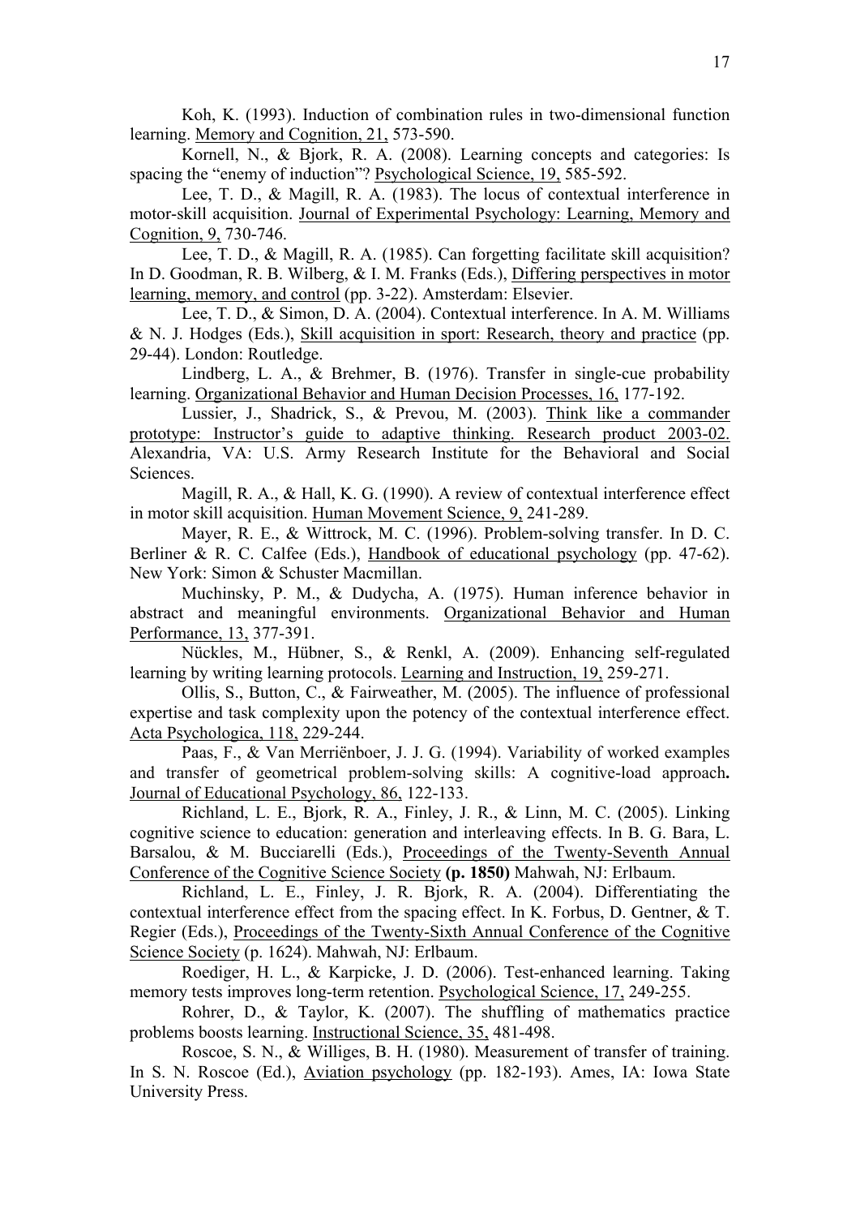Koh, K. (1993). Induction of combination rules in two-dimensional function learning. Memory and Cognition, 21, 573-590.

Kornell, N., & Bjork, R. A. (2008). Learning concepts and categories: Is spacing the "enemy of induction"? Psychological Science, 19, 585-592.

Lee, T. D., & Magill, R. A. (1983). The locus of contextual interference in motor-skill acquisition. Journal of Experimental Psychology: Learning, Memory and Cognition, 9, 730-746.

Lee, T. D., & Magill, R. A. (1985). Can forgetting facilitate skill acquisition? In D. Goodman, R. B. Wilberg, & I. M. Franks (Eds.), Differing perspectives in motor learning, memory, and control (pp. 3-22). Amsterdam: Elsevier.

Lee, T. D., & Simon, D. A. (2004). Contextual interference. In A. M. Williams & N. J. Hodges (Eds.), Skill acquisition in sport: Research, theory and practice (pp. 29-44). London: Routledge.

Lindberg, L. A., & Brehmer, B. (1976). Transfer in single-cue probability learning. Organizational Behavior and Human Decision Processes, 16, 177-192.

Lussier, J., Shadrick, S., & Prevou, M. (2003). Think like a commander prototype: Instructor's guide to adaptive thinking. Research product 2003-02. Alexandria, VA: U.S. Army Research Institute for the Behavioral and Social Sciences.

Magill, R. A., & Hall, K. G. (1990). A review of contextual interference effect in motor skill acquisition. Human Movement Science, 9, 241-289.

Mayer, R. E., & Wittrock, M. C. (1996). Problem-solving transfer. In D. C. Berliner & R. C. Calfee (Eds.), Handbook of educational psychology (pp. 47-62). New York: Simon & Schuster Macmillan.

Muchinsky, P. M., & Dudycha, A. (1975). Human inference behavior in abstract and meaningful environments. Organizational Behavior and Human Performance, 13, 377-391.

Nückles, M., Hübner, S., & Renkl, A. (2009). Enhancing self-regulated learning by writing learning protocols. Learning and Instruction, 19, 259-271.

Ollis, S., Button, C., & Fairweather, M. (2005). The influence of professional expertise and task complexity upon the potency of the contextual interference effect. Acta Psychologica, 118, 229-244.

Paas, F., & Van Merriënboer, J. J. G. (1994). Variability of worked examples and transfer of geometrical problem-solving skills: A cognitive-load approach**.** Journal of Educational Psychology, 86, 122-133.

Richland, L. E., Bjork, R. A., Finley, J. R., & Linn, M. C. (2005). Linking cognitive science to education: generation and interleaving effects. In B. G. Bara, L. Barsalou, & M. Bucciarelli (Eds.), Proceedings of the Twenty-Seventh Annual Conference of the Cognitive Science Society **(p. 1850)** Mahwah, NJ: Erlbaum.

Richland, L. E., Finley, J. R. Bjork, R. A. (2004). Differentiating the contextual interference effect from the spacing effect. In K. Forbus, D. Gentner, & T. Regier (Eds.), Proceedings of the Twenty-Sixth Annual Conference of the Cognitive Science Society (p. 1624). Mahwah, NJ: Erlbaum.

Roediger, H. L., & Karpicke, J. D. (2006). Test-enhanced learning. Taking memory tests improves long-term retention. Psychological Science, 17, 249-255.

Rohrer, D., & Taylor, K. (2007). The shuffling of mathematics practice problems boosts learning. Instructional Science, 35, 481-498.

Roscoe, S. N., & Williges, B. H. (1980). Measurement of transfer of training. In S. N. Roscoe (Ed.), Aviation psychology (pp. 182-193). Ames, IA: Iowa State University Press.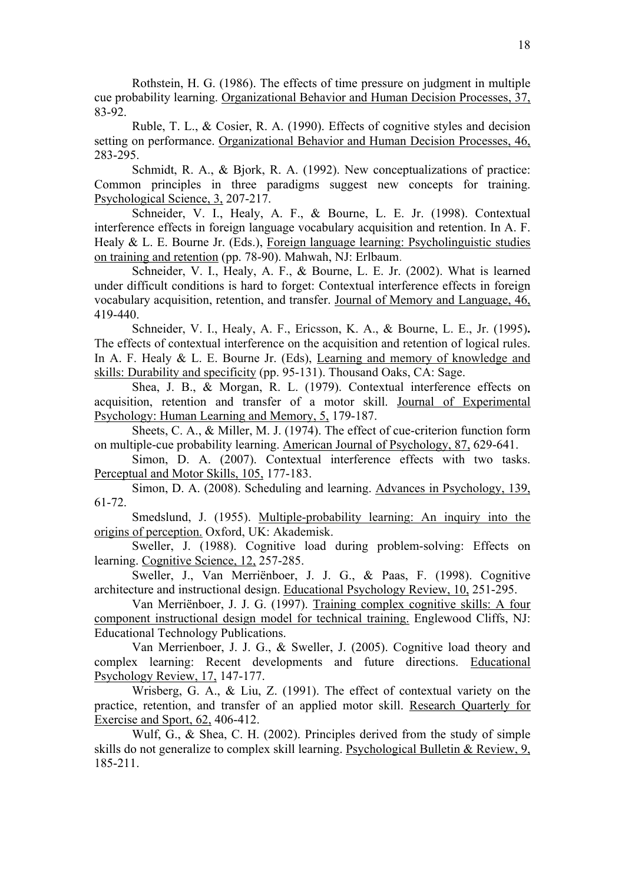Rothstein, H. G. (1986). The effects of time pressure on judgment in multiple cue probability learning. Organizational Behavior and Human Decision Processes, 37, 83-92.

Ruble, T. L., & Cosier, R. A. (1990). Effects of cognitive styles and decision setting on performance. Organizational Behavior and Human Decision Processes, 46, 283-295.

Schmidt, R. A., & Bjork, R. A. (1992). New conceptualizations of practice: Common principles in three paradigms suggest new concepts for training. Psychological Science, 3, 207-217.

Schneider, V. I., Healy, A. F., & Bourne, L. E. Jr. (1998). Contextual interference effects in foreign language vocabulary acquisition and retention. In A. F. Healy & L. E. Bourne Jr. (Eds.), Foreign language learning: Psycholinguistic studies on training and retention (pp. 78-90). Mahwah, NJ: Erlbaum.

Schneider, V. I., Healy, A. F., & Bourne, L. E. Jr. (2002). What is learned under difficult conditions is hard to forget: Contextual interference effects in foreign vocabulary acquisition, retention, and transfer. Journal of Memory and Language, 46, 419-440.

Schneider, V. I., Healy, A. F., Ericsson, K. A., & Bourne, L. E., Jr. (1995). The effects of contextual interference on the acquisition and retention of logical rules. In A. F. Healy & L. E. Bourne Jr. (Eds), Learning and memory of knowledge and skills: Durability and specificity (pp. 95-131). Thousand Oaks, CA: Sage.

Shea, J. B., & Morgan, R. L. (1979). Contextual interference effects on acquisition, retention and transfer of a motor skill. Journal of Experimental Psychology: Human Learning and Memory, 5, 179-187.

Sheets, C. A., & Miller, M. J. (1974). The effect of cue-criterion function form on multiple-cue probability learning. American Journal of Psychology, 87, 629-641.

Simon, D. A. (2007). Contextual interference effects with two tasks. Perceptual and Motor Skills, 105, 177-183.

Simon, D. A. (2008). Scheduling and learning. Advances in Psychology, 139, 61-72.

Smedslund, J. (1955). Multiple-probability learning: An inquiry into the origins of perception. Oxford, UK: Akademisk.

Sweller, J. (1988). Cognitive load during problem-solving: Effects on learning. Cognitive Science, 12, 257-285.

Sweller, J., Van Merriënboer, J. J. G., & Paas, F. (1998). Cognitive architecture and instructional design. Educational Psychology Review, 10, 251-295.

Van Merriënboer, J. J. G. (1997). Training complex cognitive skills: A four component instructional design model for technical training. Englewood Cliffs, NJ: Educational Technology Publications.

Van Merrienboer, J. J. G., & Sweller, J. (2005). Cognitive load theory and complex learning: Recent developments and future directions. Educational Psychology Review, 17, 147-177.

Wrisberg, G. A., & Liu, Z. (1991). The effect of contextual variety on the practice, retention, and transfer of an applied motor skill. Research Quarterly for Exercise and Sport, 62, 406-412.

Wulf, G., & Shea, C. H. (2002). Principles derived from the study of simple skills do not generalize to complex skill learning. Psychological Bulletin & Review, 9, 185-211.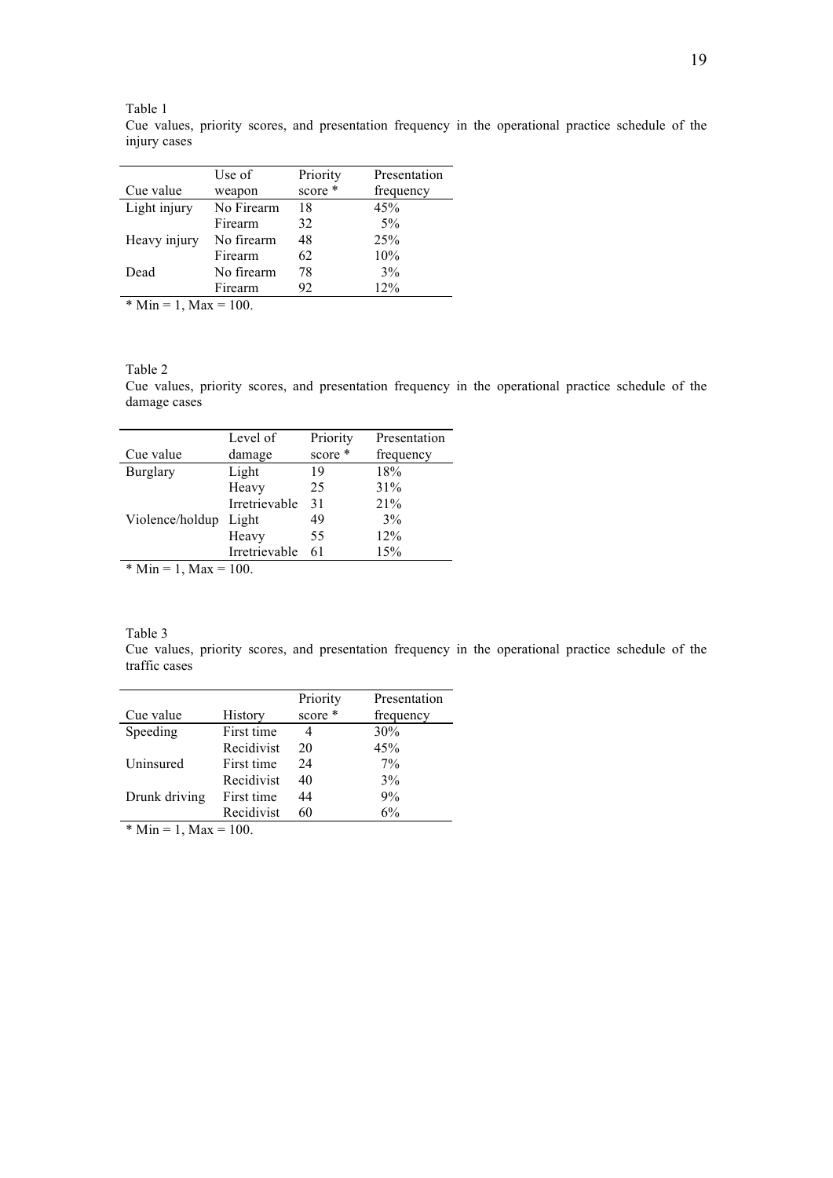Table 1

Cue values, priority scores, and presentation frequency in the operational practice schedule of the injury cases

| Cue value | Use of weapon | Priority score * | Presentation frequency |
|---|---|---|---|
| Light injury | No Firearm | 18 | 45% |
| | Firearm | 32 | 5% |
| Heavy injury | No firearm | 48 | 25% |
| | Firearm | 62 | 10% |
| Dead | No firearm | 78 | 3% |
| | Firearm | 92 | 12% |

\* Min = 1, Max = 100.

Table 2

Cue values, priority scores, and presentation frequency in the operational practice schedule of the damage cases

| Cue value | Level of damage | Priority score * | Presentation frequency |
|---|---|---|---|
| Burglary | Light | 19 | 18% |
| | Heavy | 25 | 31% |
| | Irretrievable | 31 | 21% |
| Violence/holdup | Light | 49 | 3% |
| | Heavy | 55 | 12% |
| | Irretrievable | 61 | 15% |

\* Min = 1, Max = 100.

Table 3

Cue values, priority scores, and presentation frequency in the operational practice schedule of the traffic cases

| Cue value | History | Priority score * | Presentation frequency |
|---|---|---|---|
| Speeding | First time | 4 | 30% |
| | Recidivist | 20 | 45% |
| Uninsured | First time | 24 | 7% |
| | Recidivist | 40 | 3% |
| Drunk driving | First time | 44 | 9% |
| | Recidivist | 60 | 6% |

\* Min = 1, Max = 100.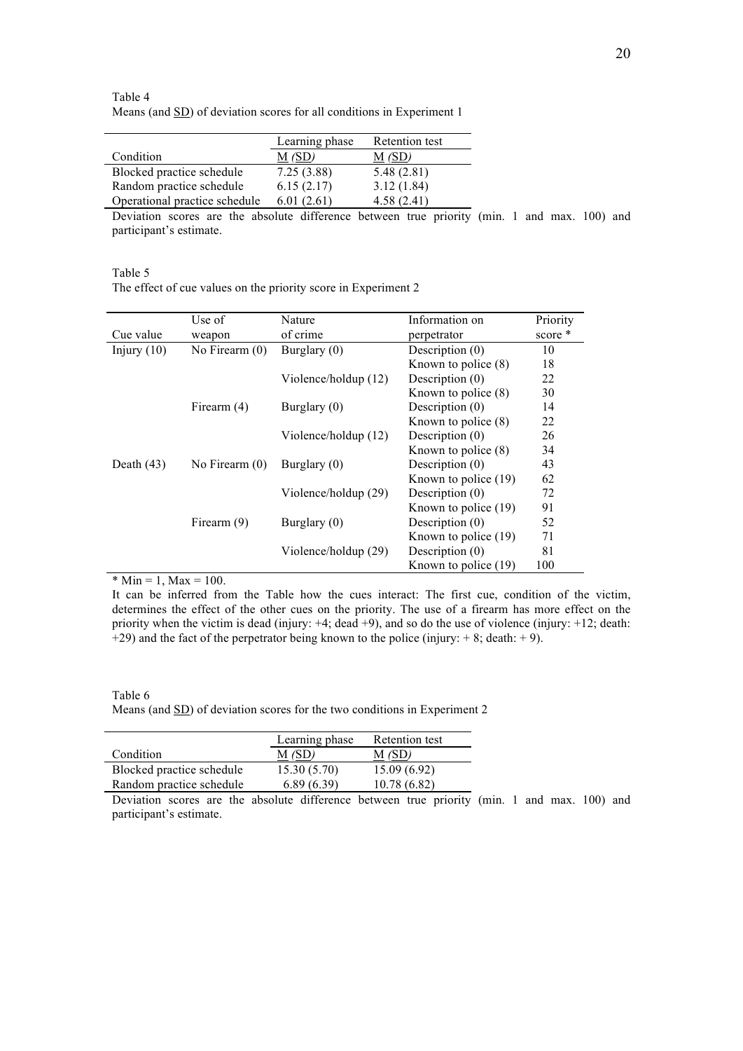Table 4
Means (and SD) of deviation scores for all conditions in Experiment 1

| Condition | Learning phase M (SD) | Retention test M (SD) |
|---|---|---|
| Blocked practice schedule | 7.25 (3.88) | 5.48 (2.81) |
| Random practice schedule | 6.15 (2.17) | 3.12 (1.84) |
| Operational practice schedule | 6.01 (2.61) | 4.58 (2.41) |

Deviation scores are the absolute difference between true priority (min. 1 and max. 100) and participant's estimate.

Table 5
The effect of cue values on the priority score in Experiment 2

| Cue value | Use of weapon | Nature of crime | Information on perpetrator | Priority score * |
|---|---|---|---|---|
| Injury (10) | No Firearm (0) | Burglary (0) | Description (0) | 10 |
| | | | Known to police (8) | 18 |
| | | Violence/holdup (12) | Description (0) | 22 |
| | | | Known to police (8) | 30 |
| | Firearm (4) | Burglary (0) | Description (0) | 14 |
| | | | Known to police (8) | 22 |
| | | Violence/holdup (12) | Description (0) | 26 |
| | | | Known to police (8) | 34 |
| Death (43) | No Firearm (0) | Burglary (0) | Description (0) | 43 |
| | | | Known to police (19) | 62 |
| | | Violence/holdup (29) | Description (0) | 72 |
| | | | Known to police (19) | 91 |
| | Firearm (9) | Burglary (0) | Description (0) | 52 |
| | | | Known to police (19) | 71 |
| | | Violence/holdup (29) | Description (0) | 81 |
| | | | Known to police (19) | 100 |

* Min = 1, Max = 100.

It can be inferred from the Table how the cues interact: The first cue, condition of the victim, determines the effect of the other cues on the priority. The use of a firearm has more effect on the priority when the victim is dead (injury: +4; dead +9), and so do the use of violence (injury: +12; death: +29) and the fact of the perpetrator being known to the police (injury: + 8; death: + 9).

Table 6
Means (and SD) of deviation scores for the two conditions in Experiment 2

| Condition | Learning phase M (SD) | Retention test M (SD) |
|---|---|---|
| Blocked practice schedule | 15.30 (5.70) | 15.09 (6.92) |
| Random practice schedule | 6.89 (6.39) | 10.78 (6.82) |

Deviation scores are the absolute difference between true priority (min. 1 and max. 100) and participant's estimate.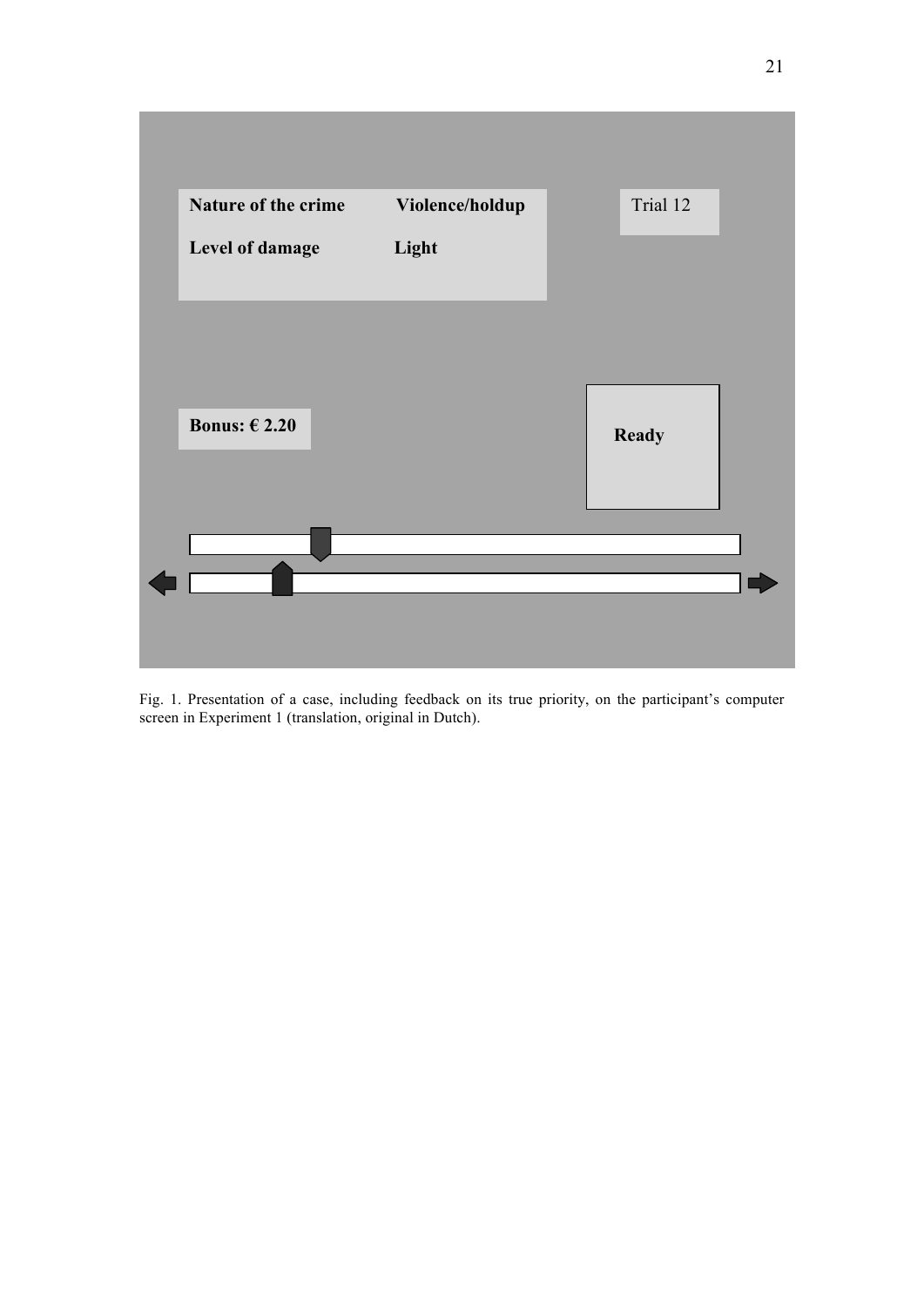Nature of the crime Violence/holdup

Level of damage Light

Trial 12

Bonus: € 2.20

Ready

Fig. 1. Presentation of a case, including feedback on its true priority, on the participant's computer screen in Experiment 1 (translation, original in Dutch).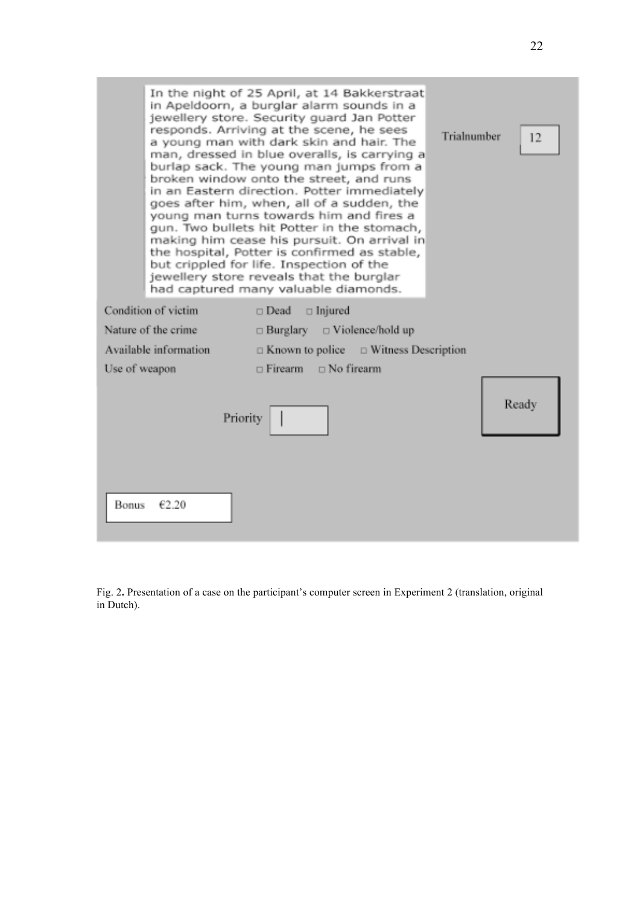In the night of 25 April, at 14 Bakkerstraat in Apeldoorn, a burglar alarm sounds in a jewellery store. Security guard Jan Potter responds. Arriving at the scene, he sees a young man with dark skin and hair. The man, dressed in blue overalls, is carrying a burlap sack. The young man jumps from a broken window onto the street, and runs in an Eastern direction. Potter immediately goes after him, when, all of a sudden, the young man turns towards him and fires a gun. Two bullets hit Potter in the stomach, making him cease his pursuit. On arrival in the hospital, Potter is confirmed as stable, but crippled for life. Inspection of the jewellery store reveals that the burglar had captured many valuable diamonds.

Trialnumber 12

Condition of victim □ Dead □ Injured

Nature of the crime □ Burglary □ Violence/hold up

Available information □ Known to police □ Witness Description

Use of weapon □ Firearm □ No firearm

Priority

Ready

Bonus €2.20

Fig. 2**.** Presentation of a case on the participant's computer screen in Experiment 2 (translation, original in Dutch).